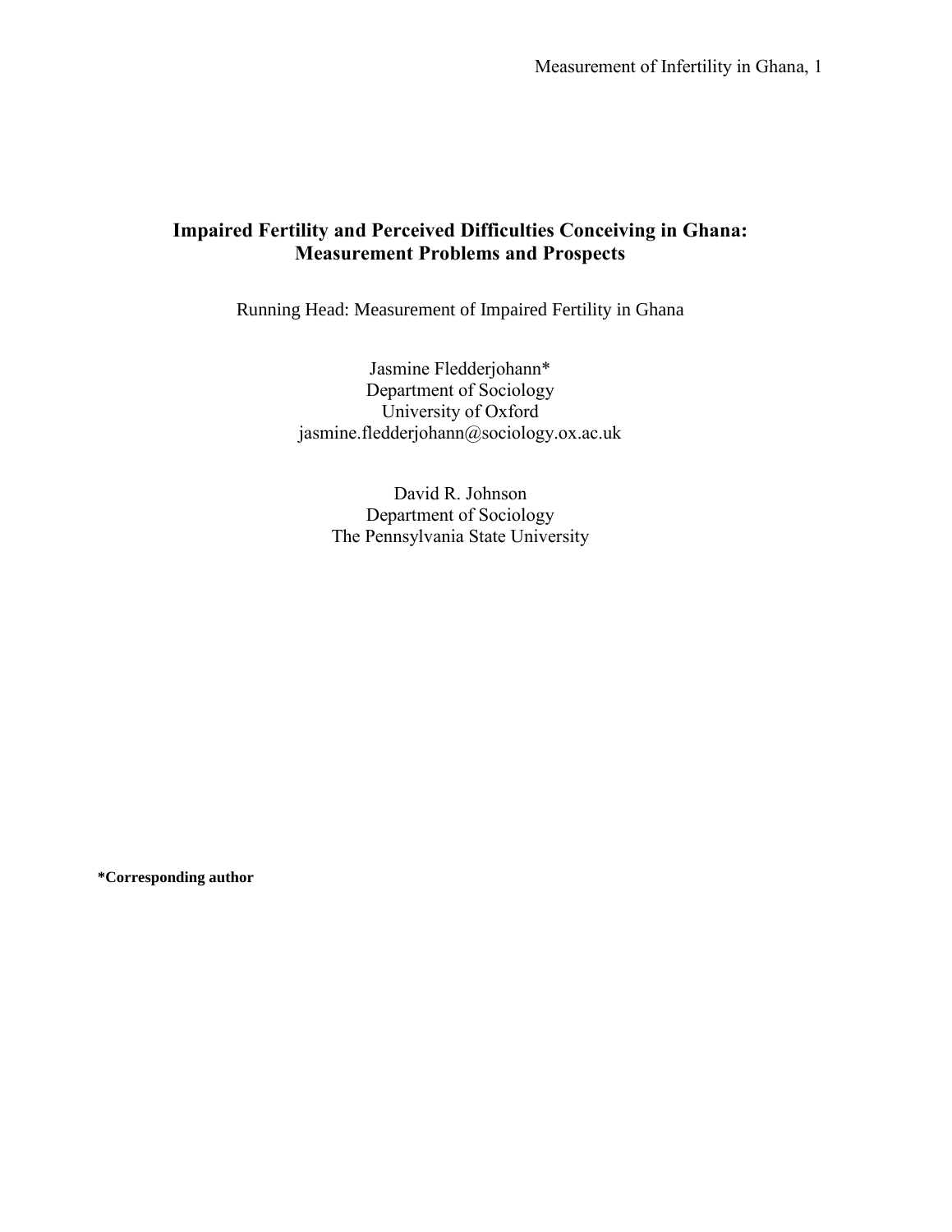# Impaired Fertility and Perceived Difficulties Conceiving in Ghana: Measurement Problems and Prospects

Running Head: Measurement of Impaired Fertility in Ghana

Jasmine Fledderjohann*
Department of Sociology
University of Oxford
jasmine.fledderjohann@sociology.ox.ac.uk

David R. Johnson
Department of Sociology
The Pennsylvania State University

**\*Corresponding author**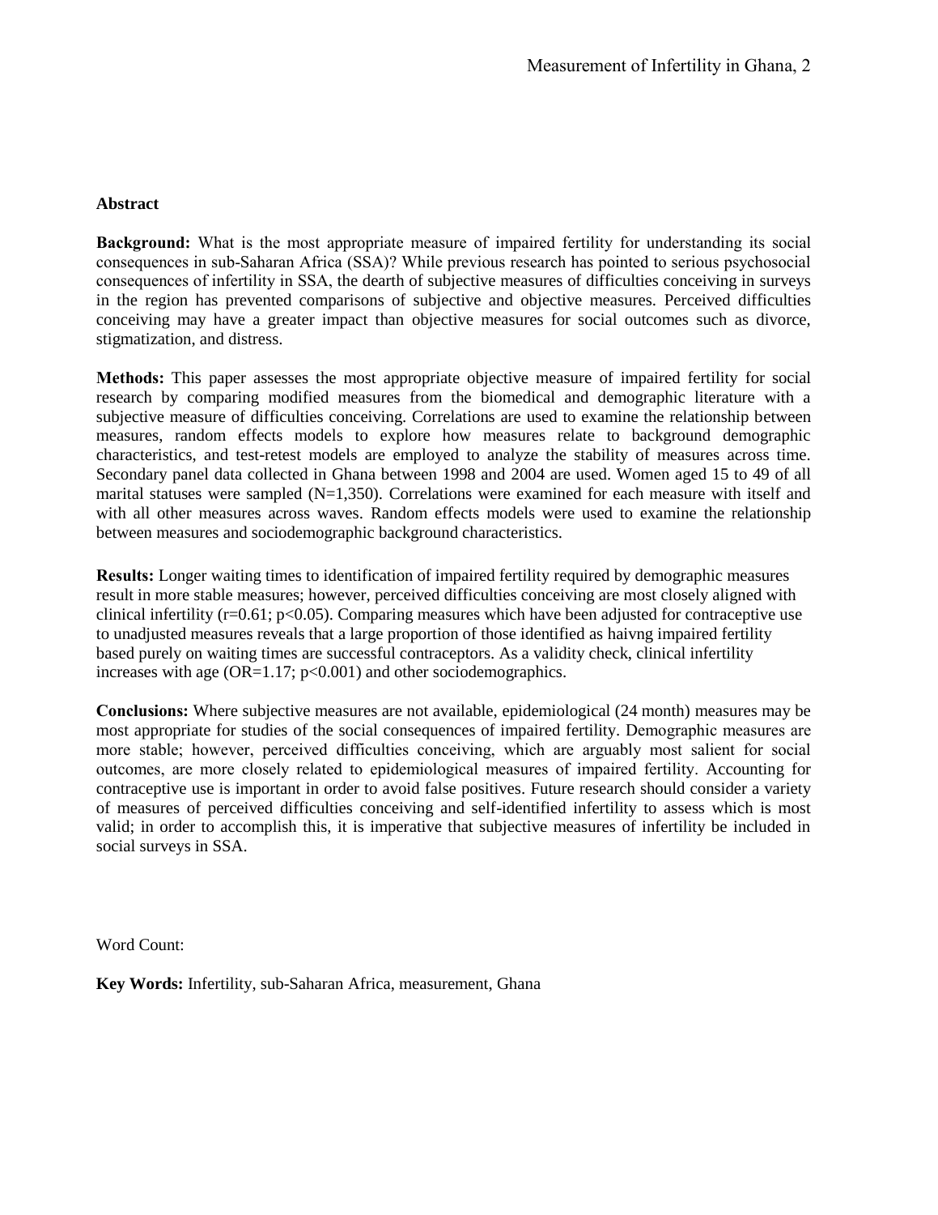## Abstract

**Background:** What is the most appropriate measure of impaired fertility for understanding its social consequences in sub-Saharan Africa (SSA)? While previous research has pointed to serious psychosocial consequences of infertility in SSA, the dearth of subjective measures of difficulties conceiving in surveys in the region has prevented comparisons of subjective and objective measures. Perceived difficulties conceiving may have a greater impact than objective measures for social outcomes such as divorce, stigmatization, and distress.

**Methods:** This paper assesses the most appropriate objective measure of impaired fertility for social research by comparing modified measures from the biomedical and demographic literature with a subjective measure of difficulties conceiving. Correlations are used to examine the relationship between measures, random effects models to explore how measures relate to background demographic characteristics, and test-retest models are employed to analyze the stability of measures across time. Secondary panel data collected in Ghana between 1998 and 2004 are used. Women aged 15 to 49 of all marital statuses were sampled (N=1,350). Correlations were examined for each measure with itself and with all other measures across waves. Random effects models were used to examine the relationship between measures and sociodemographic background characteristics.

**Results:** Longer waiting times to identification of impaired fertility required by demographic measures result in more stable measures; however, perceived difficulties conceiving are most closely aligned with clinical infertility ($r=0.61$; $p<0.05$). Comparing measures which have been adjusted for contraceptive use to unadjusted measures reveals that a large proportion of those identified as haivng impaired fertility based purely on waiting times are successful contraceptors. As a validity check, clinical infertility increases with age ($OR=1.17$; $p<0.001$) and other sociodemographics.

**Conclusions:** Where subjective measures are not available, epidemiological (24 month) measures may be most appropriate for studies of the social consequences of impaired fertility. Demographic measures are more stable; however, perceived difficulties conceiving, which are arguably most salient for social outcomes, are more closely related to epidemiological measures of impaired fertility. Accounting for contraceptive use is important in order to avoid false positives. Future research should consider a variety of measures of perceived difficulties conceiving and self-identified infertility to assess which is most valid; in order to accomplish this, it is imperative that subjective measures of infertility be included in social surveys in SSA.

Word Count:

**Key Words:** Infertility, sub-Saharan Africa, measurement, Ghana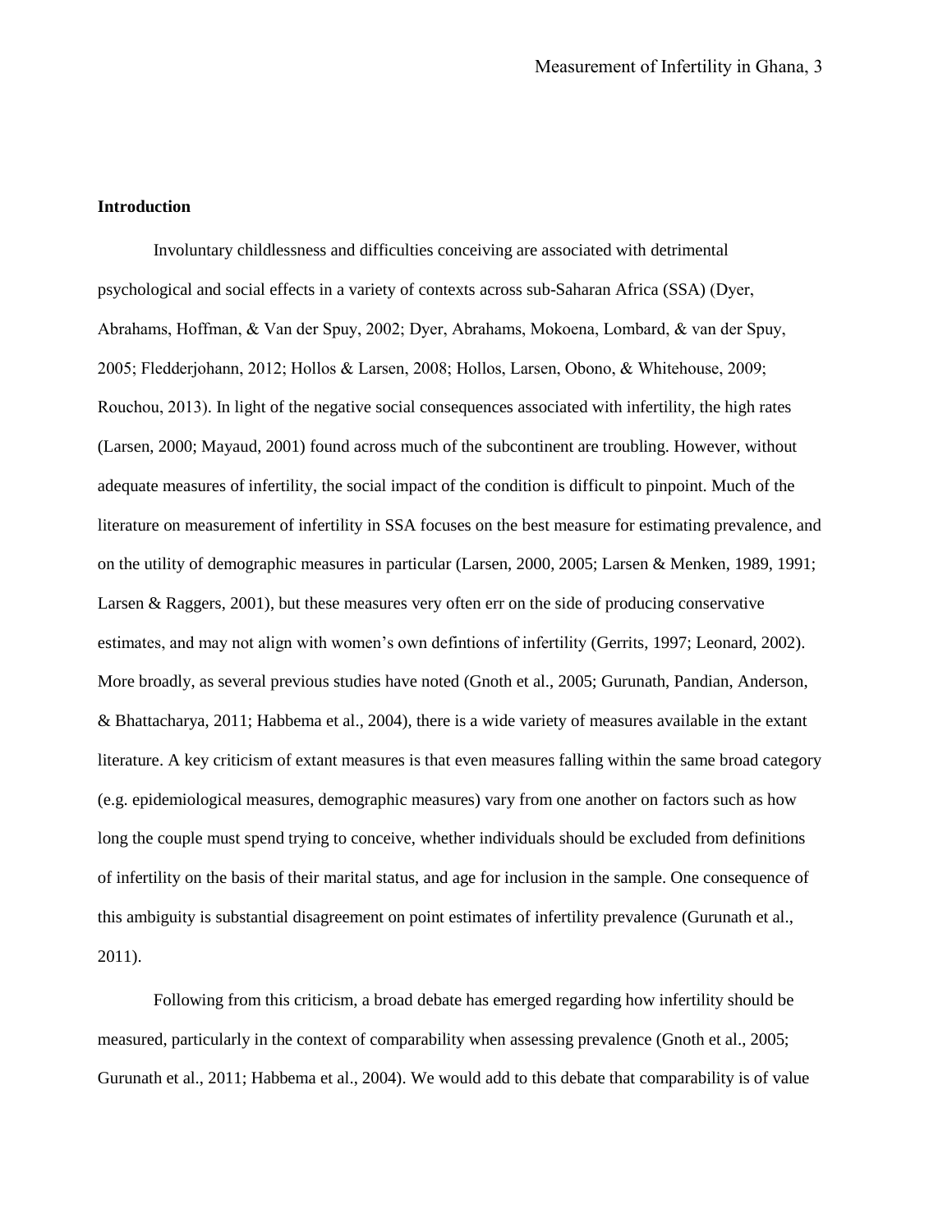**Introduction**

Involuntary childlessness and difficulties conceiving are associated with detrimental psychological and social effects in a variety of contexts across sub-Saharan Africa (SSA) (Dyer, Abrahams, Hoffman, & Van der Spuy, 2002; Dyer, Abrahams, Mokoena, Lombard, & van der Spuy, 2005; Fledderjohann, 2012; Hollos & Larsen, 2008; Hollos, Larsen, Obono, & Whitehouse, 2009; Rouchou, 2013). In light of the negative social consequences associated with infertility, the high rates (Larsen, 2000; Mayaud, 2001) found across much of the subcontinent are troubling. However, without adequate measures of infertility, the social impact of the condition is difficult to pinpoint. Much of the literature on measurement of infertility in SSA focuses on the best measure for estimating prevalence, and on the utility of demographic measures in particular (Larsen, 2000, 2005; Larsen & Menken, 1989, 1991; Larsen & Raggers, 2001), but these measures very often err on the side of producing conservative estimates, and may not align with women's own defintions of infertility (Gerrits, 1997; Leonard, 2002). More broadly, as several previous studies have noted (Gnoth et al., 2005; Gurunath, Pandian, Anderson, & Bhattacharya, 2011; Habbema et al., 2004), there is a wide variety of measures available in the extant literature. A key criticism of extant measures is that even measures falling within the same broad category (e.g. epidemiological measures, demographic measures) vary from one another on factors such as how long the couple must spend trying to conceive, whether individuals should be excluded from definitions of infertility on the basis of their marital status, and age for inclusion in the sample. One consequence of this ambiguity is substantial disagreement on point estimates of infertility prevalence (Gurunath et al., 2011).

Following from this criticism, a broad debate has emerged regarding how infertility should be measured, particularly in the context of comparability when assessing prevalence (Gnoth et al., 2005; Gurunath et al., 2011; Habbema et al., 2004). We would add to this debate that comparability is of value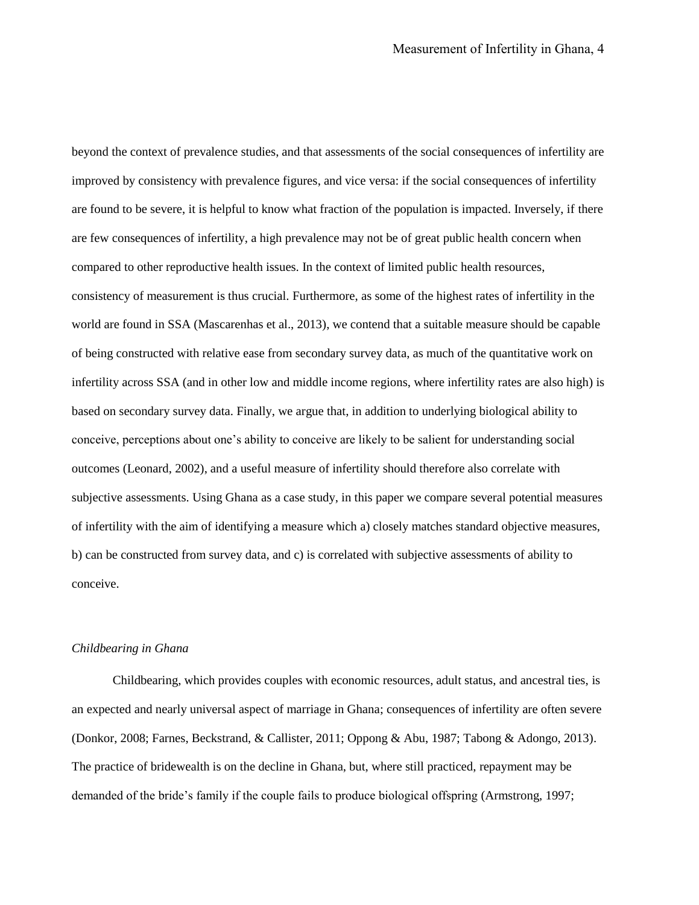beyond the context of prevalence studies, and that assessments of the social consequences of infertility are improved by consistency with prevalence figures, and vice versa: if the social consequences of infertility are found to be severe, it is helpful to know what fraction of the population is impacted. Inversely, if there are few consequences of infertility, a high prevalence may not be of great public health concern when compared to other reproductive health issues. In the context of limited public health resources, consistency of measurement is thus crucial. Furthermore, as some of the highest rates of infertility in the world are found in SSA (Mascarenhas et al., 2013), we contend that a suitable measure should be capable of being constructed with relative ease from secondary survey data, as much of the quantitative work on infertility across SSA (and in other low and middle income regions, where infertility rates are also high) is based on secondary survey data. Finally, we argue that, in addition to underlying biological ability to conceive, perceptions about one's ability to conceive are likely to be salient for understanding social outcomes (Leonard, 2002), and a useful measure of infertility should therefore also correlate with subjective assessments. Using Ghana as a case study, in this paper we compare several potential measures of infertility with the aim of identifying a measure which a) closely matches standard objective measures, b) can be constructed from survey data, and c) is correlated with subjective assessments of ability to conceive.

*Childbearing in Ghana*

Childbearing, which provides couples with economic resources, adult status, and ancestral ties, is an expected and nearly universal aspect of marriage in Ghana; consequences of infertility are often severe (Donkor, 2008; Farnes, Beckstrand, & Callister, 2011; Oppong & Abu, 1987; Tabong & Adongo, 2013). The practice of bridewealth is on the decline in Ghana, but, where still practiced, repayment may be demanded of the bride's family if the couple fails to produce biological offspring (Armstrong, 1997;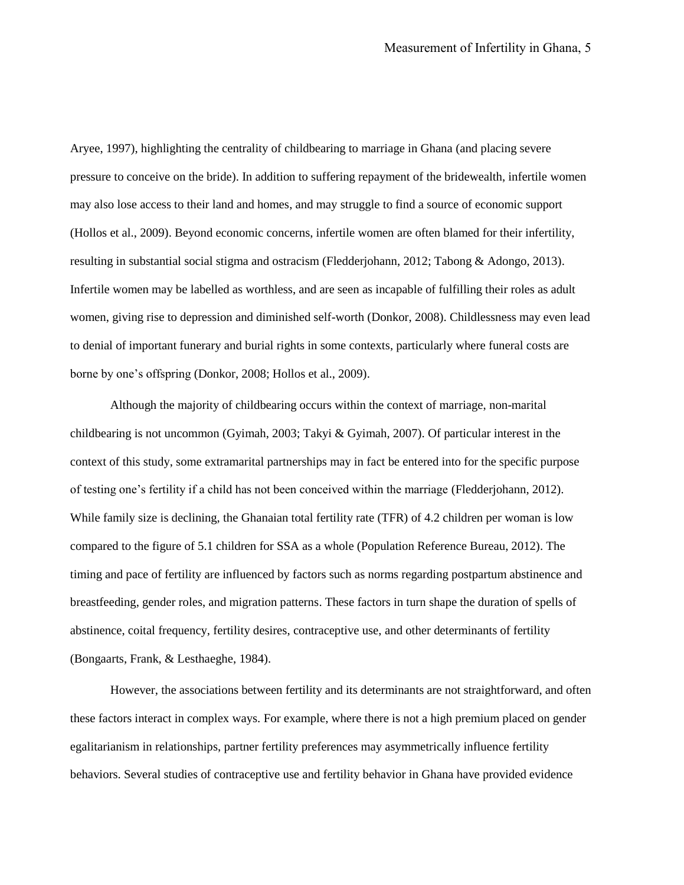Aryee, 1997), highlighting the centrality of childbearing to marriage in Ghana (and placing severe pressure to conceive on the bride). In addition to suffering repayment of the bridewealth, infertile women may also lose access to their land and homes, and may struggle to find a source of economic support (Hollos et al., 2009). Beyond economic concerns, infertile women are often blamed for their infertility, resulting in substantial social stigma and ostracism (Fledderjohann, 2012; Tabong & Adongo, 2013). Infertile women may be labelled as worthless, and are seen as incapable of fulfilling their roles as adult women, giving rise to depression and diminished self-worth (Donkor, 2008). Childlessness may even lead to denial of important funerary and burial rights in some contexts, particularly where funeral costs are borne by one's offspring (Donkor, 2008; Hollos et al., 2009).

Although the majority of childbearing occurs within the context of marriage, non-marital childbearing is not uncommon (Gyimah, 2003; Takyi & Gyimah, 2007). Of particular interest in the context of this study, some extramarital partnerships may in fact be entered into for the specific purpose of testing one's fertility if a child has not been conceived within the marriage (Fledderjohann, 2012). While family size is declining, the Ghanaian total fertility rate (TFR) of 4.2 children per woman is low compared to the figure of 5.1 children for SSA as a whole (Population Reference Bureau, 2012). The timing and pace of fertility are influenced by factors such as norms regarding postpartum abstinence and breastfeeding, gender roles, and migration patterns. These factors in turn shape the duration of spells of abstinence, coital frequency, fertility desires, contraceptive use, and other determinants of fertility (Bongaarts, Frank, & Lesthaeghe, 1984).

However, the associations between fertility and its determinants are not straightforward, and often these factors interact in complex ways. For example, where there is not a high premium placed on gender egalitarianism in relationships, partner fertility preferences may asymmetrically influence fertility behaviors. Several studies of contraceptive use and fertility behavior in Ghana have provided evidence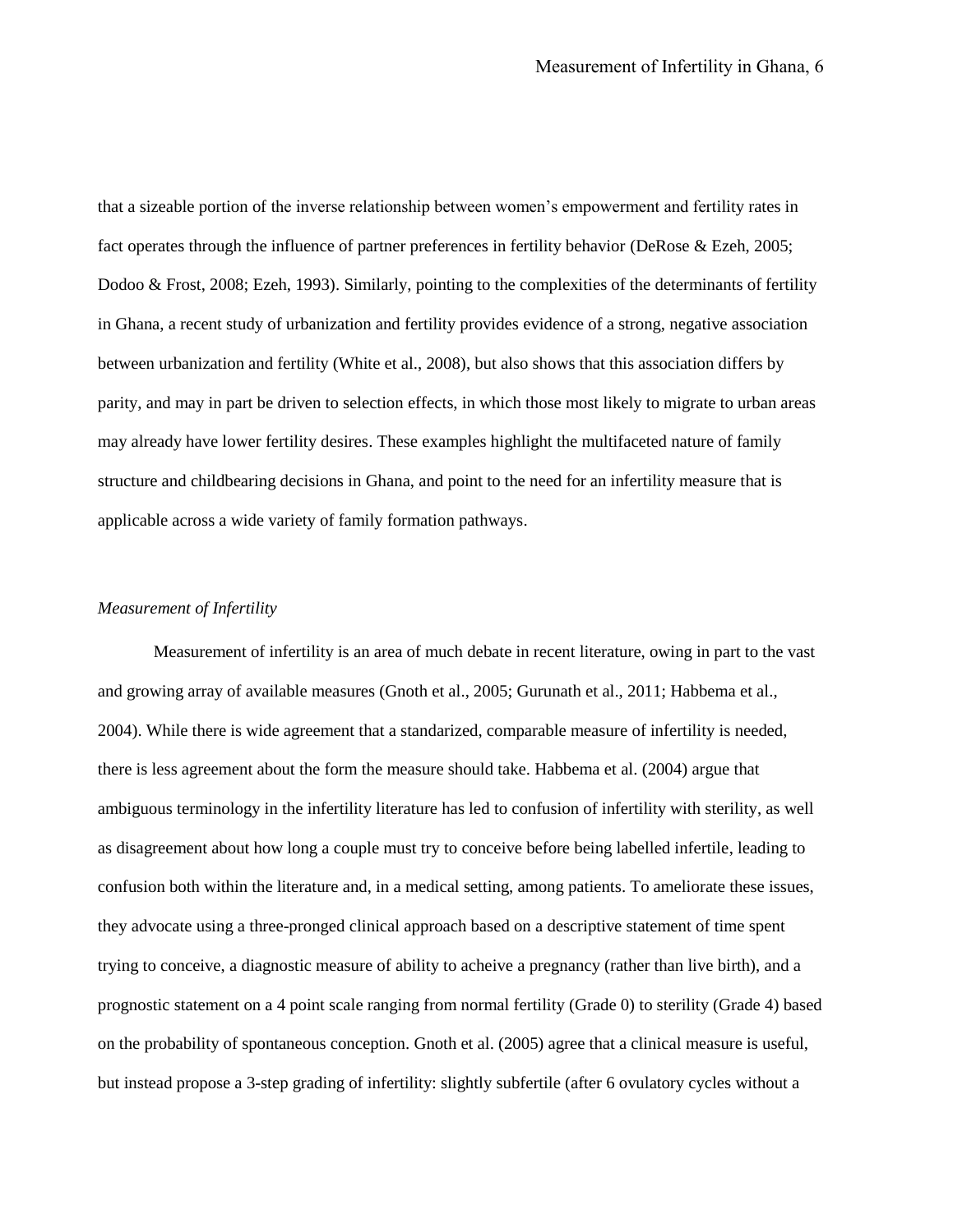that a sizeable portion of the inverse relationship between women's empowerment and fertility rates in fact operates through the influence of partner preferences in fertility behavior (DeRose & Ezeh, 2005; Dodoo & Frost, 2008; Ezeh, 1993). Similarly, pointing to the complexities of the determinants of fertility in Ghana, a recent study of urbanization and fertility provides evidence of a strong, negative association between urbanization and fertility (White et al., 2008), but also shows that this association differs by parity, and may in part be driven to selection effects, in which those most likely to migrate to urban areas may already have lower fertility desires. These examples highlight the multifaceted nature of family structure and childbearing decisions in Ghana, and point to the need for an infertility measure that is applicable across a wide variety of family formation pathways.

*Measurement of Infertility*

Measurement of infertility is an area of much debate in recent literature, owing in part to the vast and growing array of available measures (Gnoth et al., 2005; Gurunath et al., 2011; Habbema et al., 2004). While there is wide agreement that a standarized, comparable measure of infertility is needed, there is less agreement about the form the measure should take. Habbema et al. (2004) argue that ambiguous terminology in the infertility literature has led to confusion of infertility with sterility, as well as disagreement about how long a couple must try to conceive before being labelled infertile, leading to confusion both within the literature and, in a medical setting, among patients. To ameliorate these issues, they advocate using a three-pronged clinical approach based on a descriptive statement of time spent trying to conceive, a diagnostic measure of ability to acheive a pregnancy (rather than live birth), and a prognostic statement on a 4 point scale ranging from normal fertility (Grade 0) to sterility (Grade 4) based on the probability of spontaneous conception. Gnoth et al. (2005) agree that a clinical measure is useful, but instead propose a 3-step grading of infertility: slightly subfertile (after 6 ovulatory cycles without a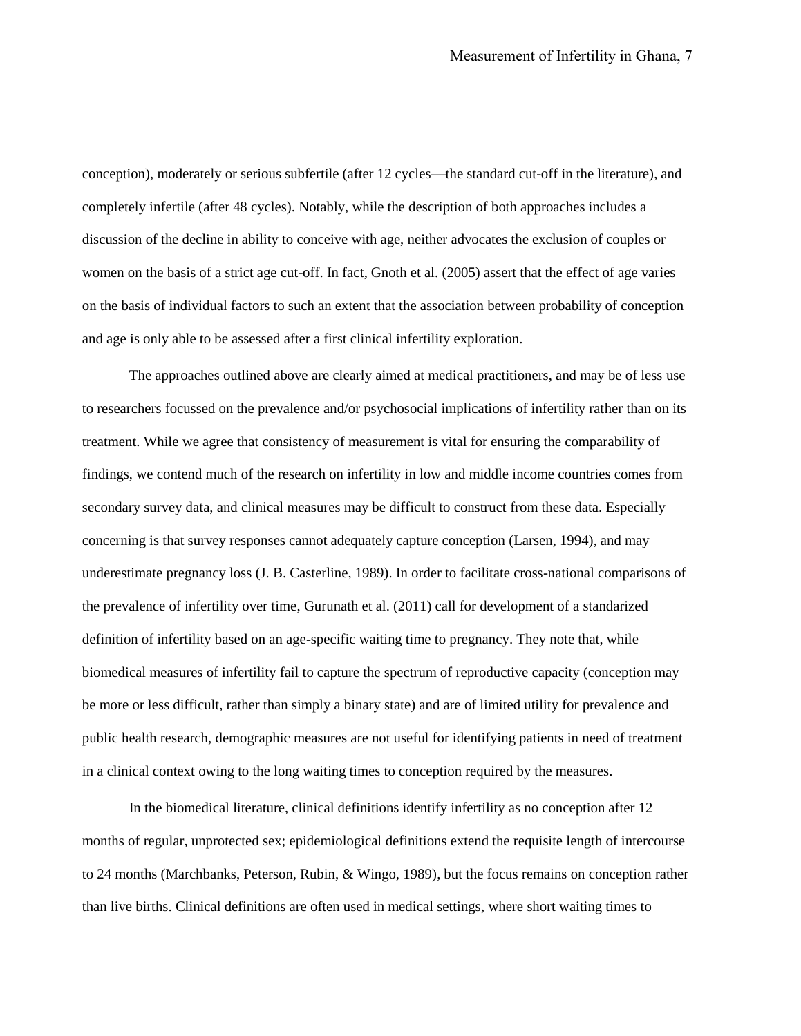conception), moderately or serious subfertile (after 12 cycles—the standard cut-off in the literature), and completely infertile (after 48 cycles). Notably, while the description of both approaches includes a discussion of the decline in ability to conceive with age, neither advocates the exclusion of couples or women on the basis of a strict age cut-off. In fact, Gnoth et al. (2005) assert that the effect of age varies on the basis of individual factors to such an extent that the association between probability of conception and age is only able to be assessed after a first clinical infertility exploration.

The approaches outlined above are clearly aimed at medical practitioners, and may be of less use to researchers focussed on the prevalence and/or psychosocial implications of infertility rather than on its treatment. While we agree that consistency of measurement is vital for ensuring the comparability of findings, we contend much of the research on infertility in low and middle income countries comes from secondary survey data, and clinical measures may be difficult to construct from these data. Especially concerning is that survey responses cannot adequately capture conception (Larsen, 1994), and may underestimate pregnancy loss (J. B. Casterline, 1989). In order to facilitate cross-national comparisons of the prevalence of infertility over time, Gurunath et al. (2011) call for development of a standarized definition of infertility based on an age-specific waiting time to pregnancy. They note that, while biomedical measures of infertility fail to capture the spectrum of reproductive capacity (conception may be more or less difficult, rather than simply a binary state) and are of limited utility for prevalence and public health research, demographic measures are not useful for identifying patients in need of treatment in a clinical context owing to the long waiting times to conception required by the measures.

In the biomedical literature, clinical definitions identify infertility as no conception after 12 months of regular, unprotected sex; epidemiological definitions extend the requisite length of intercourse to 24 months (Marchbanks, Peterson, Rubin, & Wingo, 1989), but the focus remains on conception rather than live births. Clinical definitions are often used in medical settings, where short waiting times to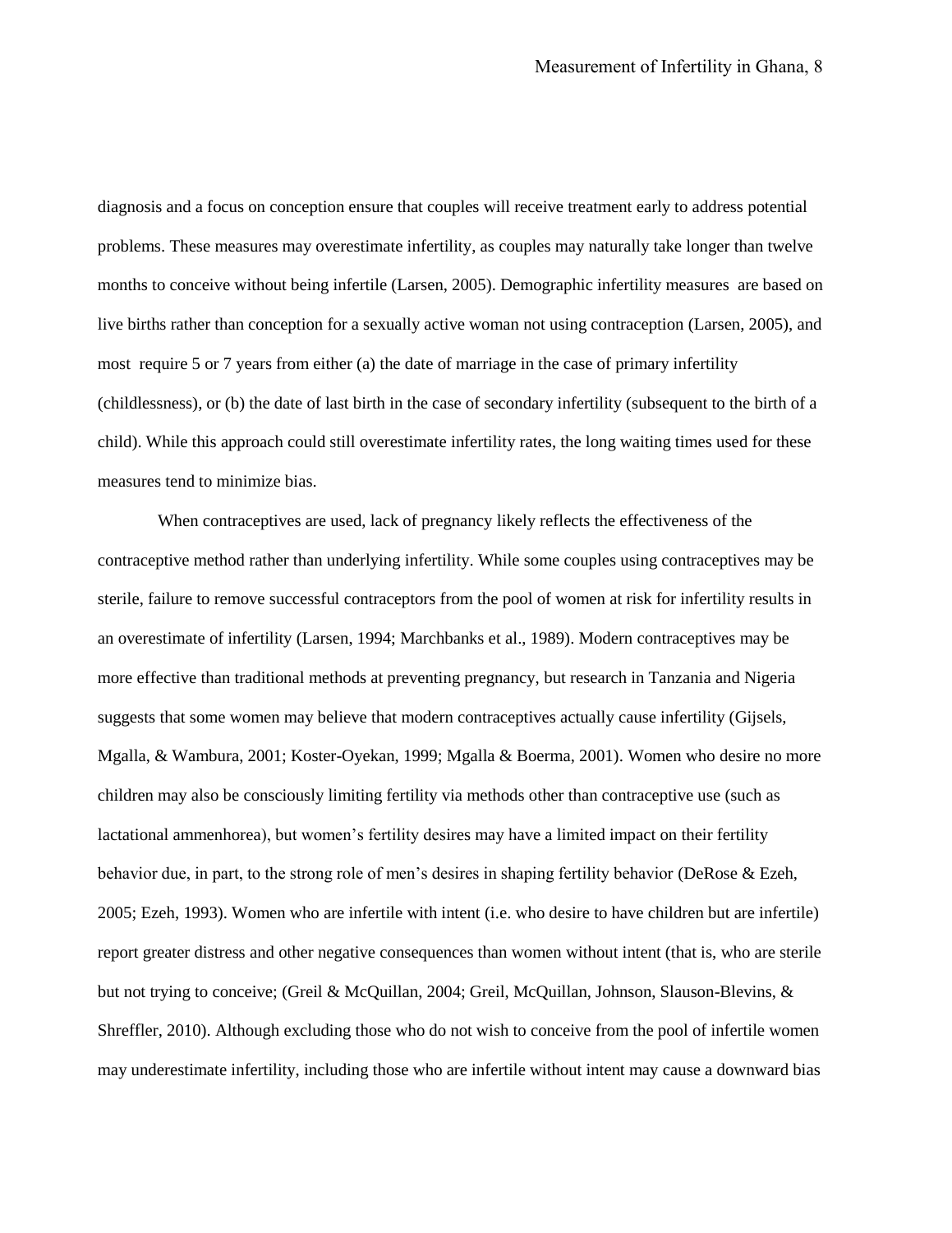diagnosis and a focus on conception ensure that couples will receive treatment early to address potential problems. These measures may overestimate infertility, as couples may naturally take longer than twelve months to conceive without being infertile (Larsen, 2005). Demographic infertility measures are based on live births rather than conception for a sexually active woman not using contraception (Larsen, 2005), and most require 5 or 7 years from either (a) the date of marriage in the case of primary infertility (childlessness), or (b) the date of last birth in the case of secondary infertility (subsequent to the birth of a child). While this approach could still overestimate infertility rates, the long waiting times used for these measures tend to minimize bias.

When contraceptives are used, lack of pregnancy likely reflects the effectiveness of the contraceptive method rather than underlying infertility. While some couples using contraceptives may be sterile, failure to remove successful contraceptors from the pool of women at risk for infertility results in an overestimate of infertility (Larsen, 1994; Marchbanks et al., 1989). Modern contraceptives may be more effective than traditional methods at preventing pregnancy, but research in Tanzania and Nigeria suggests that some women may believe that modern contraceptives actually cause infertility (Gijsels, Mgalla, & Wambura, 2001; Koster-Oyekan, 1999; Mgalla & Boerma, 2001). Women who desire no more children may also be consciously limiting fertility via methods other than contraceptive use (such as lactational ammenhorea), but women's fertility desires may have a limited impact on their fertility behavior due, in part, to the strong role of men's desires in shaping fertility behavior (DeRose & Ezeh, 2005; Ezeh, 1993). Women who are infertile with intent (i.e. who desire to have children but are infertile) report greater distress and other negative consequences than women without intent (that is, who are sterile but not trying to conceive; (Greil & McQuillan, 2004; Greil, McQuillan, Johnson, Slauson-Blevins, & Shreffler, 2010). Although excluding those who do not wish to conceive from the pool of infertile women may underestimate infertility, including those who are infertile without intent may cause a downward bias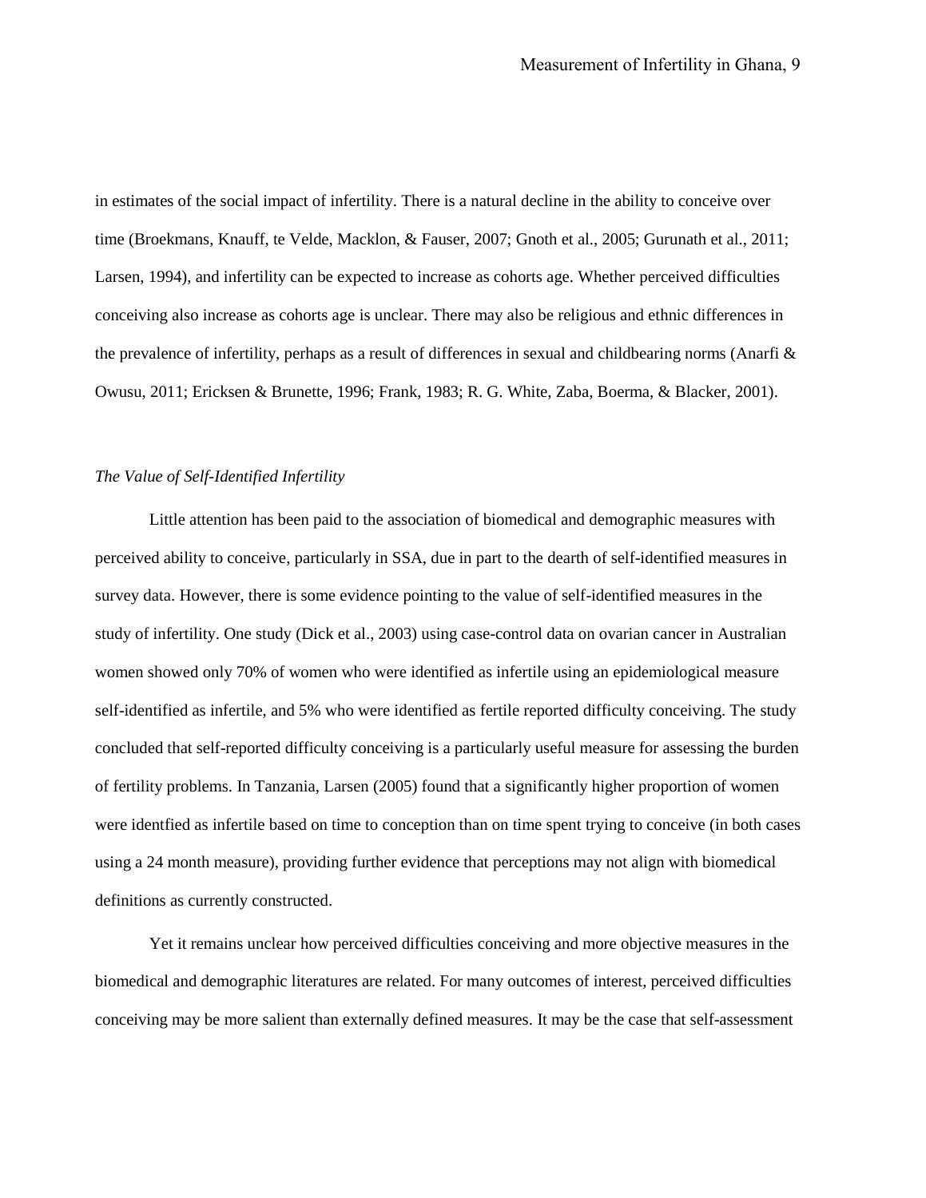in estimates of the social impact of infertility. There is a natural decline in the ability to conceive over time (Broekmans, Knauff, te Velde, Macklon, & Fauser, 2007; Gnoth et al., 2005; Gurunath et al., 2011; Larsen, 1994), and infertility can be expected to increase as cohorts age. Whether perceived difficulties conceiving also increase as cohorts age is unclear. There may also be religious and ethnic differences in the prevalence of infertility, perhaps as a result of differences in sexual and childbearing norms (Anarfi & Owusu, 2011; Ericksen & Brunette, 1996; Frank, 1983; R. G. White, Zaba, Boerma, & Blacker, 2001).

### *The Value of Self-Identified Infertility*

Little attention has been paid to the association of biomedical and demographic measures with perceived ability to conceive, particularly in SSA, due in part to the dearth of self-identified measures in survey data. However, there is some evidence pointing to the value of self-identified measures in the study of infertility. One study (Dick et al., 2003) using case-control data on ovarian cancer in Australian women showed only 70% of women who were identified as infertile using an epidemiological measure self-identified as infertile, and 5% who were identified as fertile reported difficulty conceiving. The study concluded that self-reported difficulty conceiving is a particularly useful measure for assessing the burden of fertility problems. In Tanzania, Larsen (2005) found that a significantly higher proportion of women were identfied as infertile based on time to conception than on time spent trying to conceive (in both cases using a 24 month measure), providing further evidence that perceptions may not align with biomedical definitions as currently constructed.

Yet it remains unclear how perceived difficulties conceiving and more objective measures in the biomedical and demographic literatures are related. For many outcomes of interest, perceived difficulties conceiving may be more salient than externally defined measures. It may be the case that self-assessment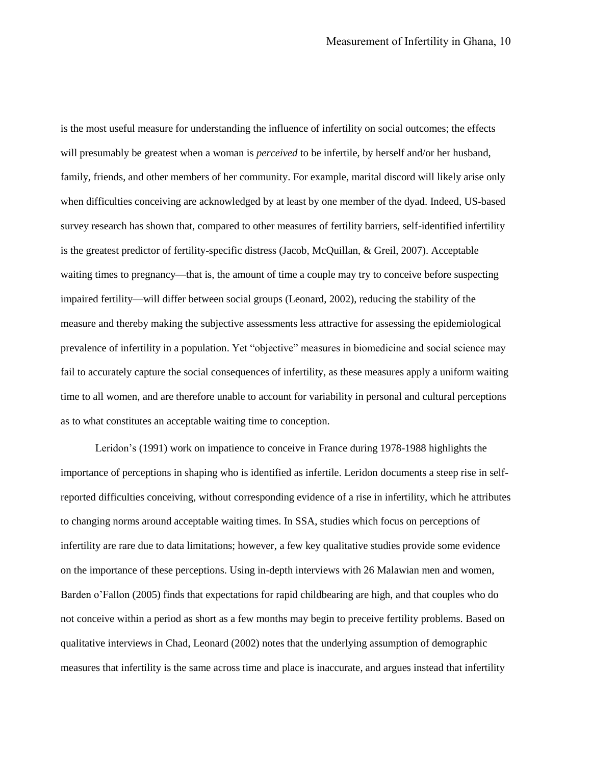is the most useful measure for understanding the influence of infertility on social outcomes; the effects will presumably be greatest when a woman is *perceived* to be infertile, by herself and/or her husband, family, friends, and other members of her community. For example, marital discord will likely arise only when difficulties conceiving are acknowledged by at least by one member of the dyad. Indeed, US-based survey research has shown that, compared to other measures of fertility barriers, self-identified infertility is the greatest predictor of fertility-specific distress (Jacob, McQuillan, & Greil, 2007). Acceptable waiting times to pregnancy—that is, the amount of time a couple may try to conceive before suspecting impaired fertility—will differ between social groups (Leonard, 2002), reducing the stability of the measure and thereby making the subjective assessments less attractive for assessing the epidemiological prevalence of infertility in a population. Yet "objective" measures in biomedicine and social science may fail to accurately capture the social consequences of infertility, as these measures apply a uniform waiting time to all women, and are therefore unable to account for variability in personal and cultural perceptions as to what constitutes an acceptable waiting time to conception.

Leridon's (1991) work on impatience to conceive in France during 1978-1988 highlights the importance of perceptions in shaping who is identified as infertile. Leridon documents a steep rise in self-reported difficulties conceiving, without corresponding evidence of a rise in infertility, which he attributes to changing norms around acceptable waiting times. In SSA, studies which focus on perceptions of infertility are rare due to data limitations; however, a few key qualitative studies provide some evidence on the importance of these perceptions. Using in-depth interviews with 26 Malawian men and women, Barden o'Fallon (2005) finds that expectations for rapid childbearing are high, and that couples who do not conceive within a period as short as a few months may begin to preceive fertility problems. Based on qualitative interviews in Chad, Leonard (2002) notes that the underlying assumption of demographic measures that infertility is the same across time and place is inaccurate, and argues instead that infertility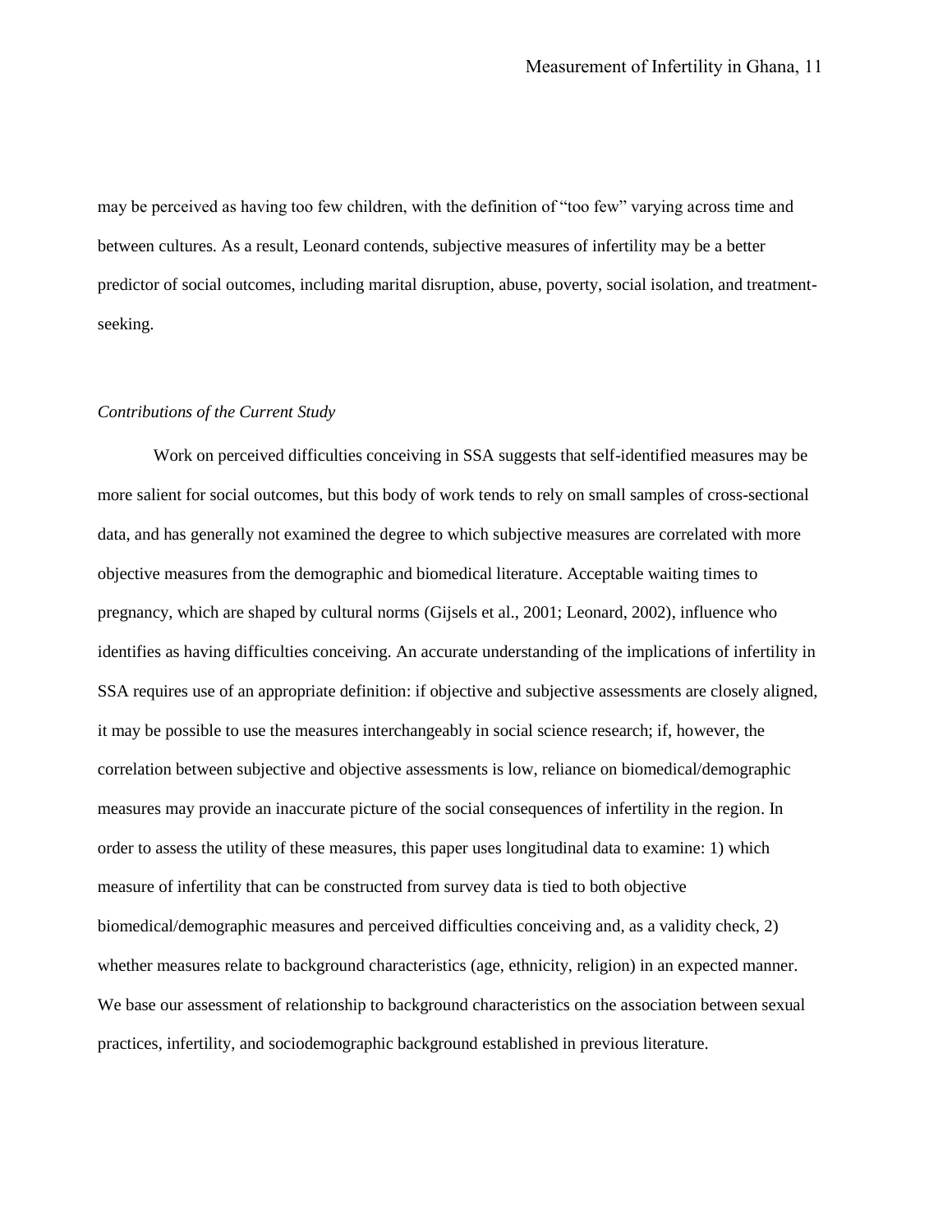may be perceived as having too few children, with the definition of "too few" varying across time and between cultures. As a result, Leonard contends, subjective measures of infertility may be a better predictor of social outcomes, including marital disruption, abuse, poverty, social isolation, and treatment-seeking.

### *Contributions of the Current Study*

Work on perceived difficulties conceiving in SSA suggests that self-identified measures may be more salient for social outcomes, but this body of work tends to rely on small samples of cross-sectional data, and has generally not examined the degree to which subjective measures are correlated with more objective measures from the demographic and biomedical literature. Acceptable waiting times to pregnancy, which are shaped by cultural norms (Gijsels et al., 2001; Leonard, 2002), influence who identifies as having difficulties conceiving. An accurate understanding of the implications of infertility in SSA requires use of an appropriate definition: if objective and subjective assessments are closely aligned, it may be possible to use the measures interchangeably in social science research; if, however, the correlation between subjective and objective assessments is low, reliance on biomedical/demographic measures may provide an inaccurate picture of the social consequences of infertility in the region. In order to assess the utility of these measures, this paper uses longitudinal data to examine: 1) which measure of infertility that can be constructed from survey data is tied to both objective biomedical/demographic measures and perceived difficulties conceiving and, as a validity check, 2) whether measures relate to background characteristics (age, ethnicity, religion) in an expected manner. We base our assessment of relationship to background characteristics on the association between sexual practices, infertility, and sociodemographic background established in previous literature.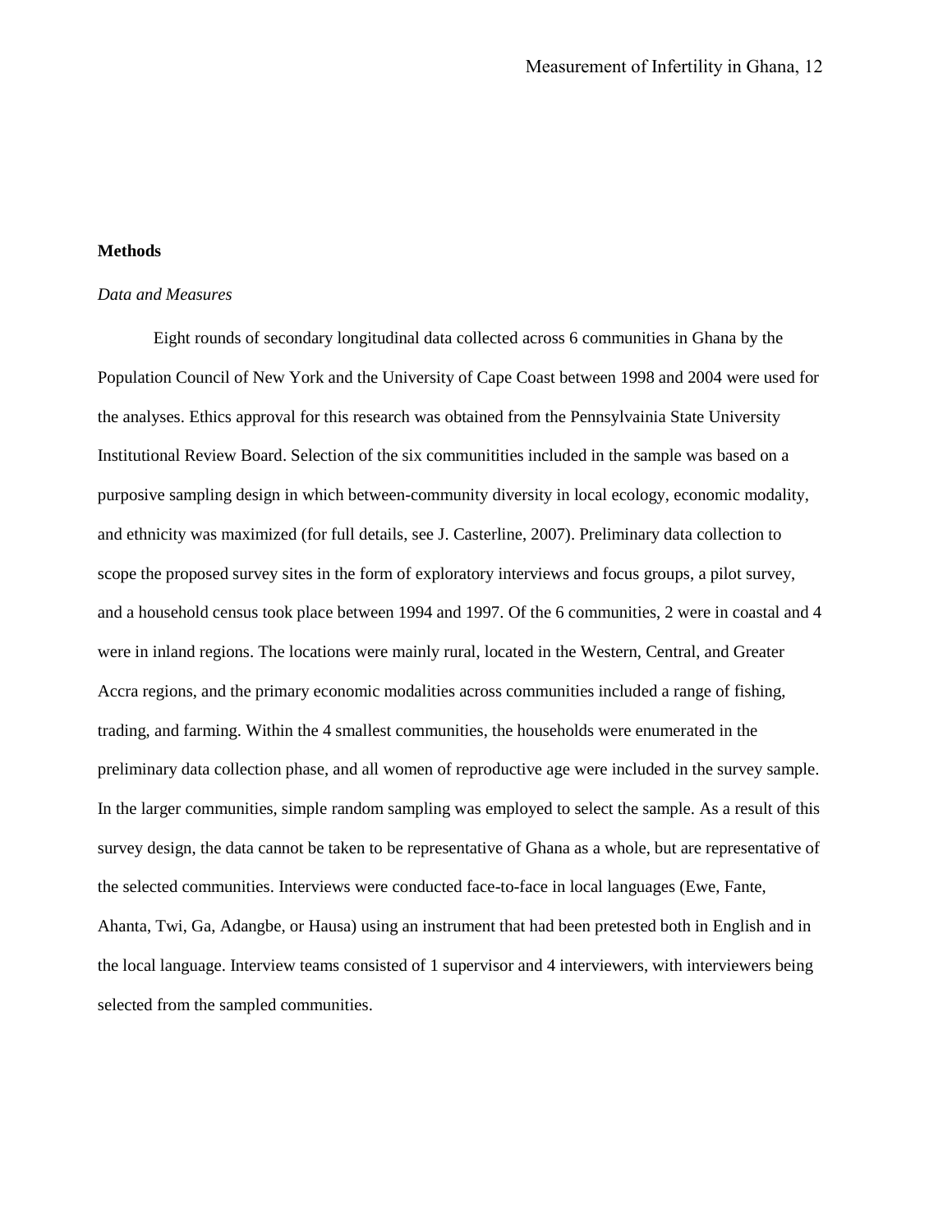**Methods**

*Data and Measures*

Eight rounds of secondary longitudinal data collected across 6 communities in Ghana by the Population Council of New York and the University of Cape Coast between 1998 and 2004 were used for the analyses. Ethics approval for this research was obtained from the Pennsylvainia State University Institutional Review Board. Selection of the six communitities included in the sample was based on a purposive sampling design in which between-community diversity in local ecology, economic modality, and ethnicity was maximized (for full details, see J. Casterline, 2007). Preliminary data collection to scope the proposed survey sites in the form of exploratory interviews and focus groups, a pilot survey, and a household census took place between 1994 and 1997. Of the 6 communities, 2 were in coastal and 4 were in inland regions. The locations were mainly rural, located in the Western, Central, and Greater Accra regions, and the primary economic modalities across communities included a range of fishing, trading, and farming. Within the 4 smallest communities, the households were enumerated in the preliminary data collection phase, and all women of reproductive age were included in the survey sample. In the larger communities, simple random sampling was employed to select the sample. As a result of this survey design, the data cannot be taken to be representative of Ghana as a whole, but are representative of the selected communities. Interviews were conducted face-to-face in local languages (Ewe, Fante, Ahanta, Twi, Ga, Adangbe, or Hausa) using an instrument that had been pretested both in English and in the local language. Interview teams consisted of 1 supervisor and 4 interviewers, with interviewers being selected from the sampled communities.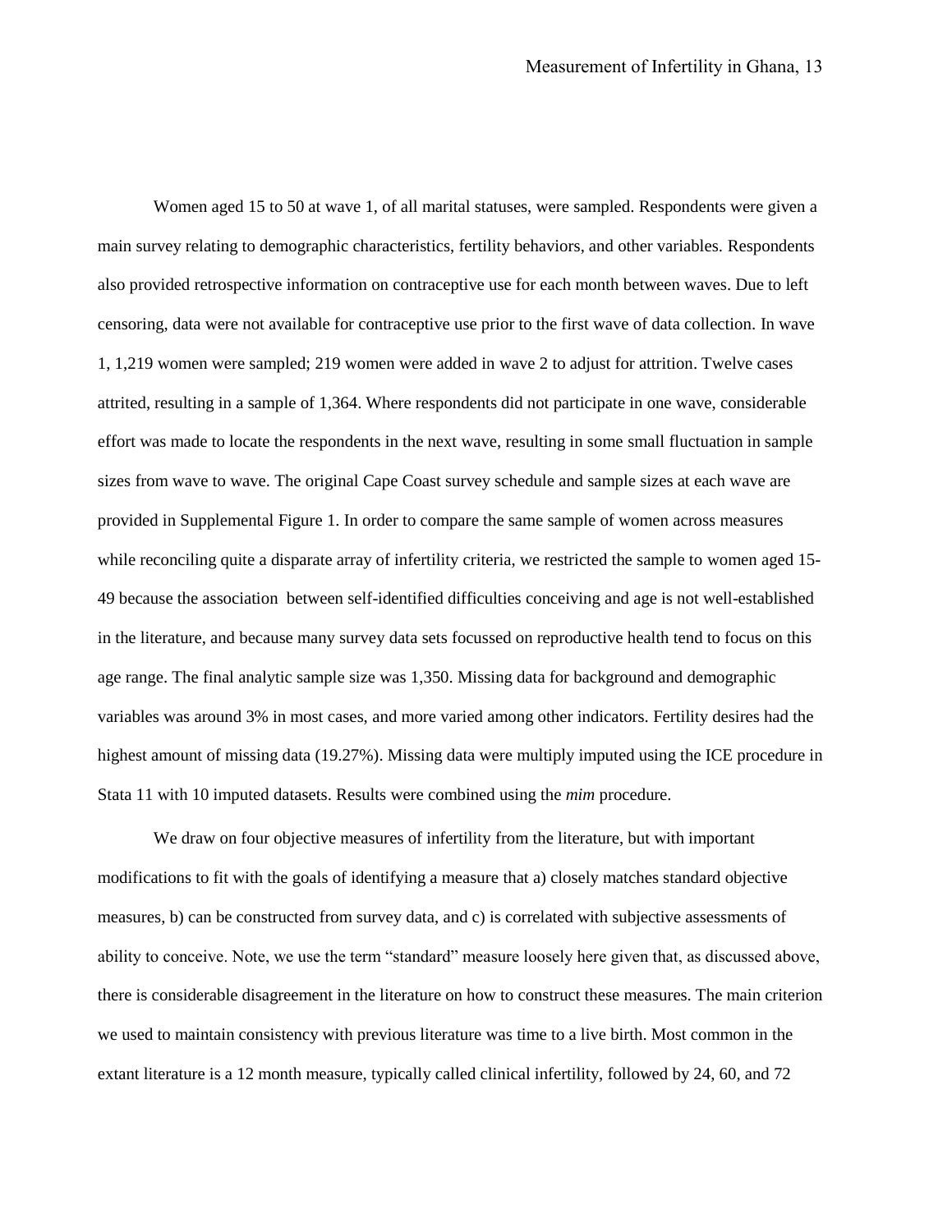Women aged 15 to 50 at wave 1, of all marital statuses, were sampled. Respondents were given a main survey relating to demographic characteristics, fertility behaviors, and other variables. Respondents also provided retrospective information on contraceptive use for each month between waves. Due to left censoring, data were not available for contraceptive use prior to the first wave of data collection. In wave 1, 1,219 women were sampled; 219 women were added in wave 2 to adjust for attrition. Twelve cases attrited, resulting in a sample of 1,364. Where respondents did not participate in one wave, considerable effort was made to locate the respondents in the next wave, resulting in some small fluctuation in sample sizes from wave to wave. The original Cape Coast survey schedule and sample sizes at each wave are provided in Supplemental Figure 1. In order to compare the same sample of women across measures while reconciling quite a disparate array of infertility criteria, we restricted the sample to women aged 15-49 because the association between self-identified difficulties conceiving and age is not well-established in the literature, and because many survey data sets focussed on reproductive health tend to focus on this age range. The final analytic sample size was 1,350. Missing data for background and demographic variables was around 3% in most cases, and more varied among other indicators. Fertility desires had the highest amount of missing data (19.27%). Missing data were multiply imputed using the ICE procedure in Stata 11 with 10 imputed datasets. Results were combined using the *mim* procedure.

We draw on four objective measures of infertility from the literature, but with important modifications to fit with the goals of identifying a measure that a) closely matches standard objective measures, b) can be constructed from survey data, and c) is correlated with subjective assessments of ability to conceive. Note, we use the term "standard" measure loosely here given that, as discussed above, there is considerable disagreement in the literature on how to construct these measures. The main criterion we used to maintain consistency with previous literature was time to a live birth. Most common in the extant literature is a 12 month measure, typically called clinical infertility, followed by 24, 60, and 72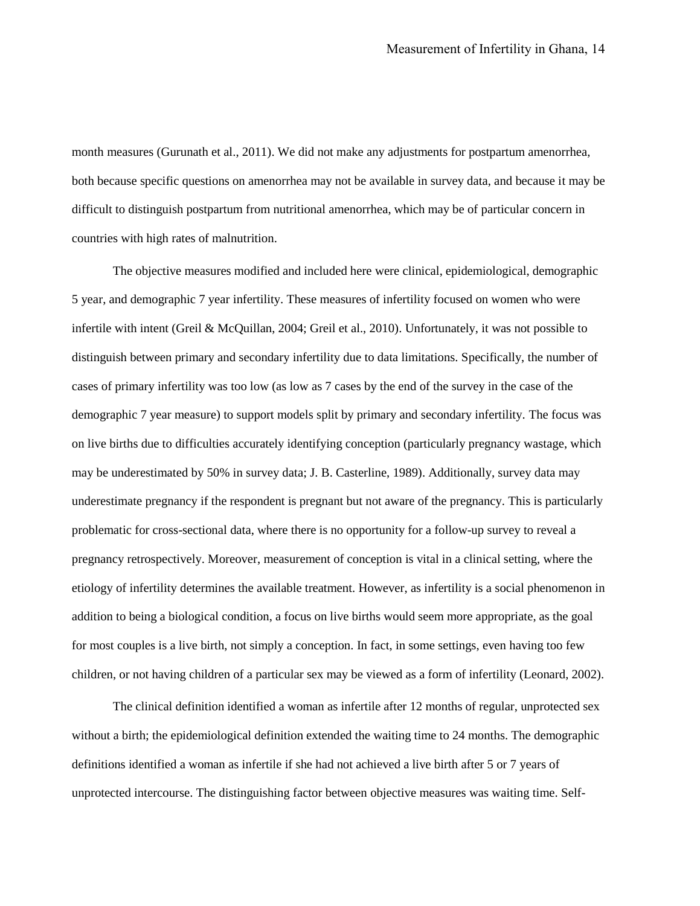month measures (Gurunath et al., 2011). We did not make any adjustments for postpartum amenorrhea, both because specific questions on amenorrhea may not be available in survey data, and because it may be difficult to distinguish postpartum from nutritional amenorrhea, which may be of particular concern in countries with high rates of malnutrition.

The objective measures modified and included here were clinical, epidemiological, demographic 5 year, and demographic 7 year infertility. These measures of infertility focused on women who were infertile with intent (Greil & McQuillan, 2004; Greil et al., 2010). Unfortunately, it was not possible to distinguish between primary and secondary infertility due to data limitations. Specifically, the number of cases of primary infertility was too low (as low as 7 cases by the end of the survey in the case of the demographic 7 year measure) to support models split by primary and secondary infertility. The focus was on live births due to difficulties accurately identifying conception (particularly pregnancy wastage, which may be underestimated by 50% in survey data; J. B. Casterline, 1989). Additionally, survey data may underestimate pregnancy if the respondent is pregnant but not aware of the pregnancy. This is particularly problematic for cross-sectional data, where there is no opportunity for a follow-up survey to reveal a pregnancy retrospectively. Moreover, measurement of conception is vital in a clinical setting, where the etiology of infertility determines the available treatment. However, as infertility is a social phenomenon in addition to being a biological condition, a focus on live births would seem more appropriate, as the goal for most couples is a live birth, not simply a conception. In fact, in some settings, even having too few children, or not having children of a particular sex may be viewed as a form of infertility (Leonard, 2002).

The clinical definition identified a woman as infertile after 12 months of regular, unprotected sex without a birth; the epidemiological definition extended the waiting time to 24 months. The demographic definitions identified a woman as infertile if she had not achieved a live birth after 5 or 7 years of unprotected intercourse. The distinguishing factor between objective measures was waiting time. Self-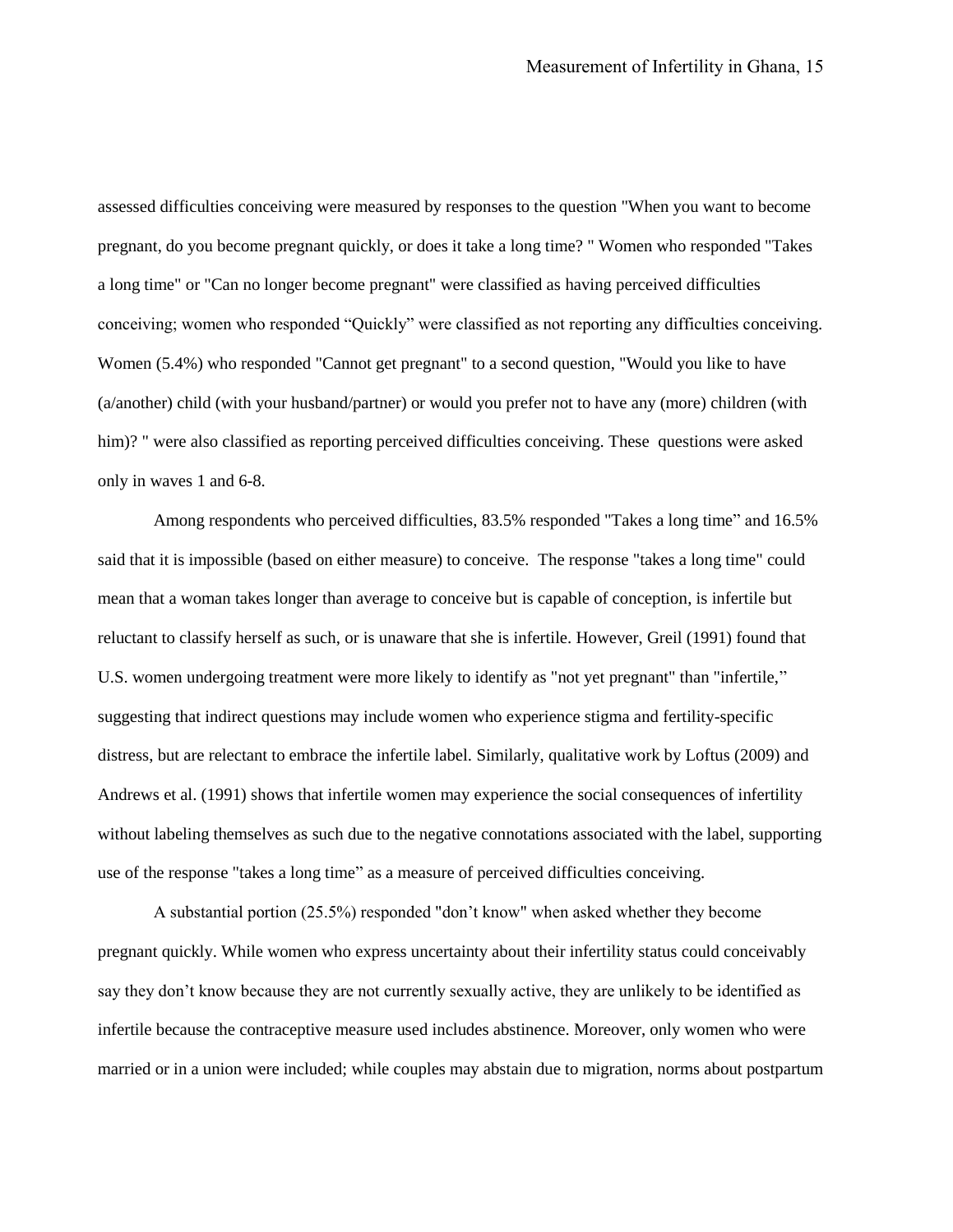assessed difficulties conceiving were measured by responses to the question "When you want to become pregnant, do you become pregnant quickly, or does it take a long time? " Women who responded "Takes a long time" or "Can no longer become pregnant" were classified as having perceived difficulties conceiving; women who responded "Quickly" were classified as not reporting any difficulties conceiving. Women (5.4%) who responded "Cannot get pregnant" to a second question, "Would you like to have (a/another) child (with your husband/partner) or would you prefer not to have any (more) children (with him)? " were also classified as reporting perceived difficulties conceiving. These questions were asked only in waves 1 and 6-8.

Among respondents who perceived difficulties, 83.5% responded "Takes a long time" and 16.5% said that it is impossible (based on either measure) to conceive. The response "takes a long time" could mean that a woman takes longer than average to conceive but is capable of conception, is infertile but reluctant to classify herself as such, or is unaware that she is infertile. However, Greil (1991) found that U.S. women undergoing treatment were more likely to identify as "not yet pregnant" than "infertile," suggesting that indirect questions may include women who experience stigma and fertility-specific distress, but are relectant to embrace the infertile label. Similarly, qualitative work by Loftus (2009) and Andrews et al. (1991) shows that infertile women may experience the social consequences of infertility without labeling themselves as such due to the negative connotations associated with the label, supporting use of the response "takes a long time" as a measure of perceived difficulties conceiving.

A substantial portion (25.5%) responded "don't know" when asked whether they become pregnant quickly. While women who express uncertainty about their infertility status could conceivably say they don't know because they are not currently sexually active, they are unlikely to be identified as infertile because the contraceptive measure used includes abstinence. Moreover, only women who were married or in a union were included; while couples may abstain due to migration, norms about postpartum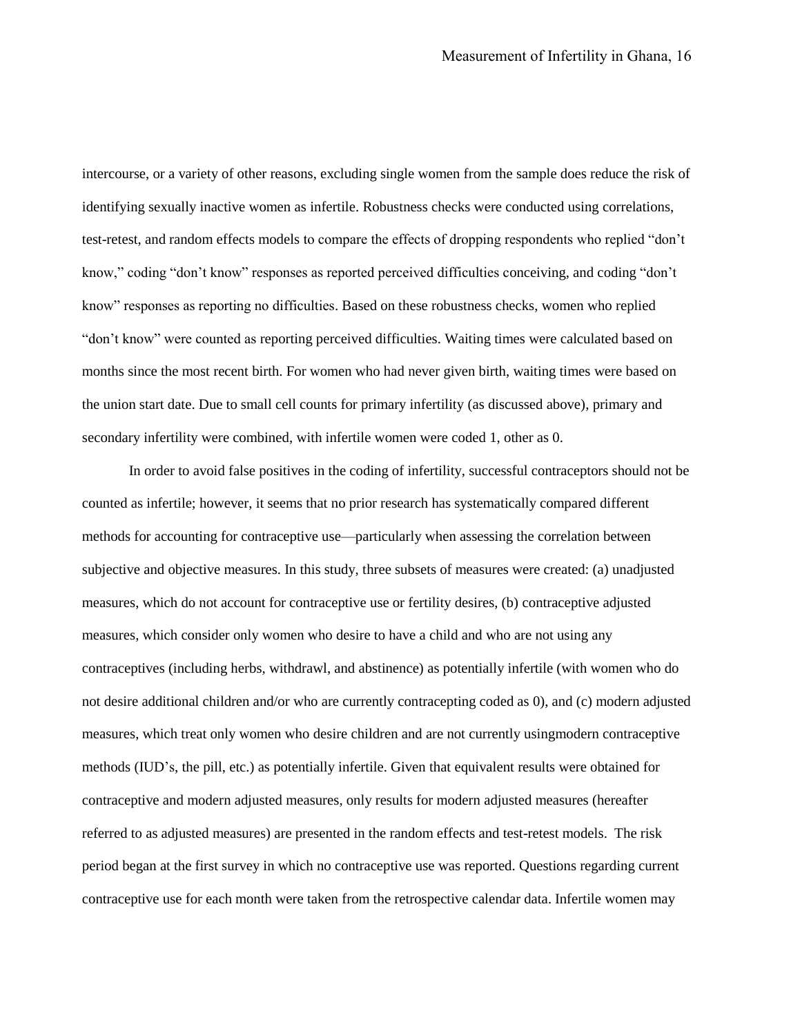intercourse, or a variety of other reasons, excluding single women from the sample does reduce the risk of identifying sexually inactive women as infertile. Robustness checks were conducted using correlations, test-retest, and random effects models to compare the effects of dropping respondents who replied "don't know," coding "don't know" responses as reported perceived difficulties conceiving, and coding "don't know" responses as reporting no difficulties. Based on these robustness checks, women who replied "don't know" were counted as reporting perceived difficulties. Waiting times were calculated based on months since the most recent birth. For women who had never given birth, waiting times were based on the union start date. Due to small cell counts for primary infertility (as discussed above), primary and secondary infertility were combined, with infertile women were coded 1, other as 0.

In order to avoid false positives in the coding of infertility, successful contraceptors should not be counted as infertile; however, it seems that no prior research has systematically compared different methods for accounting for contraceptive use—particularly when assessing the correlation between subjective and objective measures. In this study, three subsets of measures were created: (a) unadjusted measures, which do not account for contraceptive use or fertility desires, (b) contraceptive adjusted measures, which consider only women who desire to have a child and who are not using any contraceptives (including herbs, withdrawl, and abstinence) as potentially infertile (with women who do not desire additional children and/or who are currently contracepting coded as 0), and (c) modern adjusted measures, which treat only women who desire children and are not currently usingmodern contraceptive methods (IUD's, the pill, etc.) as potentially infertile. Given that equivalent results were obtained for contraceptive and modern adjusted measures, only results for modern adjusted measures (hereafter referred to as adjusted measures) are presented in the random effects and test-retest models. The risk period began at the first survey in which no contraceptive use was reported. Questions regarding current contraceptive use for each month were taken from the retrospective calendar data. Infertile women may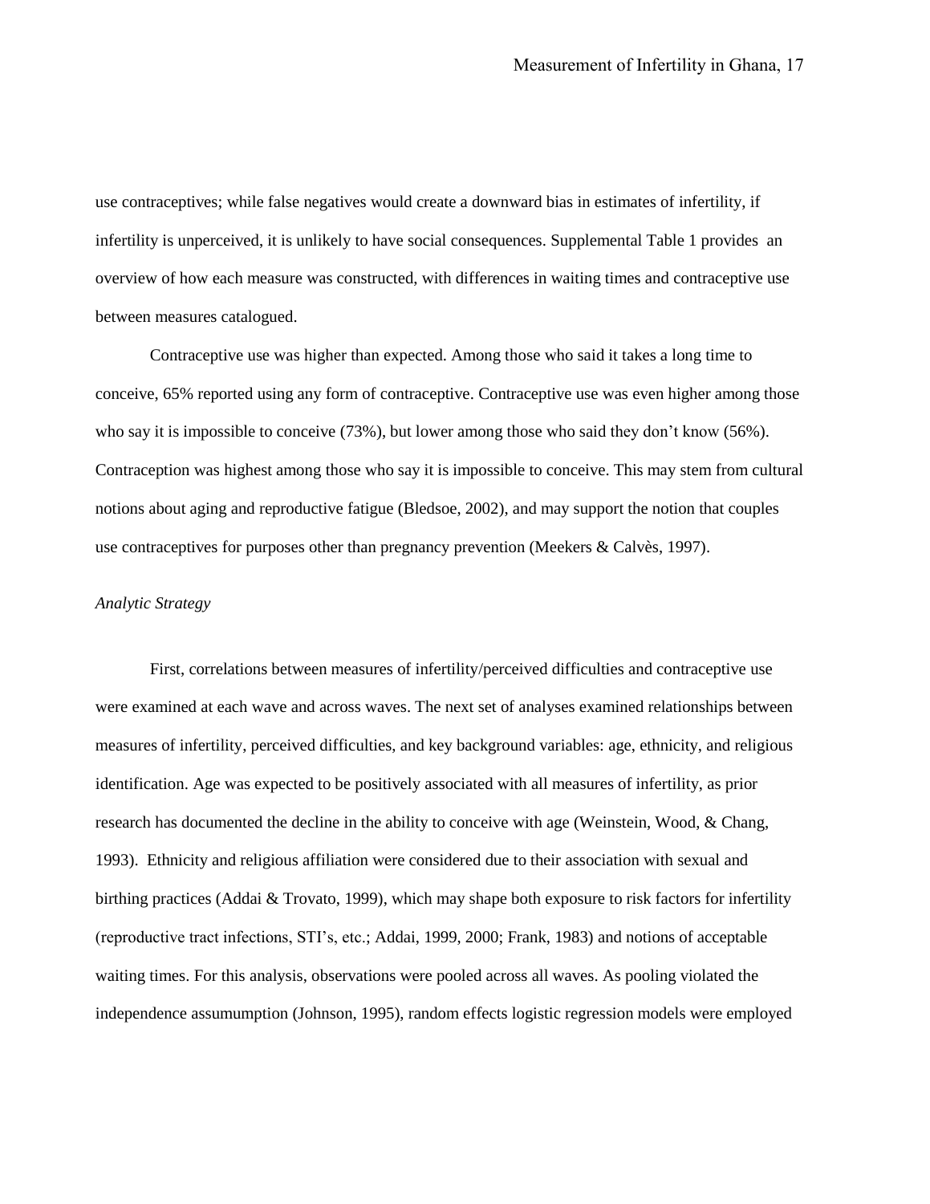use contraceptives; while false negatives would create a downward bias in estimates of infertility, if infertility is unperceived, it is unlikely to have social consequences. Supplemental Table 1 provides an overview of how each measure was constructed, with differences in waiting times and contraceptive use between measures catalogued.

Contraceptive use was higher than expected. Among those who said it takes a long time to conceive, 65% reported using any form of contraceptive. Contraceptive use was even higher among those who say it is impossible to conceive (73%), but lower among those who said they don't know (56%). Contraception was highest among those who say it is impossible to conceive. This may stem from cultural notions about aging and reproductive fatigue (Bledsoe, 2002), and may support the notion that couples use contraceptives for purposes other than pregnancy prevention (Meekers & Calvès, 1997).

*Analytic Strategy*

First, correlations between measures of infertility/perceived difficulties and contraceptive use were examined at each wave and across waves. The next set of analyses examined relationships between measures of infertility, perceived difficulties, and key background variables: age, ethnicity, and religious identification. Age was expected to be positively associated with all measures of infertility, as prior research has documented the decline in the ability to conceive with age (Weinstein, Wood, & Chang, 1993). Ethnicity and religious affiliation were considered due to their association with sexual and birthing practices (Addai & Trovato, 1999), which may shape both exposure to risk factors for infertility (reproductive tract infections, STI's, etc.; Addai, 1999, 2000; Frank, 1983) and notions of acceptable waiting times. For this analysis, observations were pooled across all waves. As pooling violated the independence assumumption (Johnson, 1995), random effects logistic regression models were employed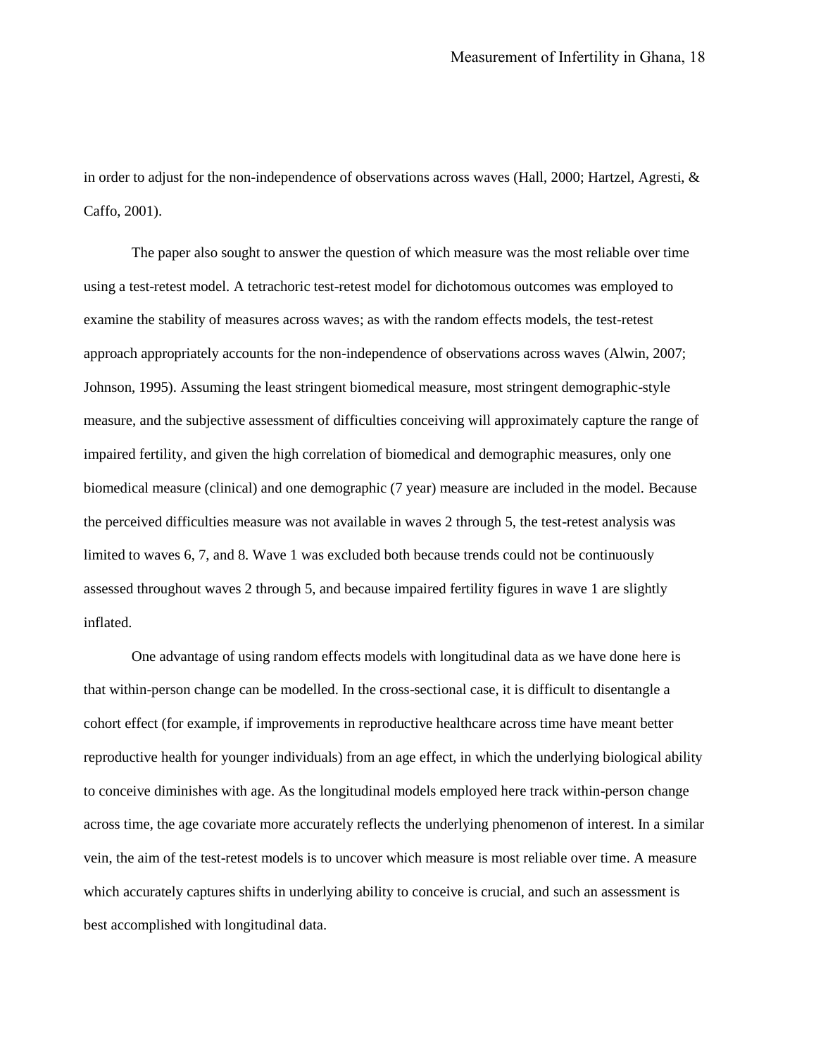in order to adjust for the non-independence of observations across waves (Hall, 2000; Hartzel, Agresti, & Caffo, 2001).

The paper also sought to answer the question of which measure was the most reliable over time using a test-retest model. A tetrachoric test-retest model for dichotomous outcomes was employed to examine the stability of measures across waves; as with the random effects models, the test-retest approach appropriately accounts for the non-independence of observations across waves (Alwin, 2007; Johnson, 1995). Assuming the least stringent biomedical measure, most stringent demographic-style measure, and the subjective assessment of difficulties conceiving will approximately capture the range of impaired fertility, and given the high correlation of biomedical and demographic measures, only one biomedical measure (clinical) and one demographic (7 year) measure are included in the model. Because the perceived difficulties measure was not available in waves 2 through 5, the test-retest analysis was limited to waves 6, 7, and 8. Wave 1 was excluded both because trends could not be continuously assessed throughout waves 2 through 5, and because impaired fertility figures in wave 1 are slightly inflated.

One advantage of using random effects models with longitudinal data as we have done here is that within-person change can be modelled. In the cross-sectional case, it is difficult to disentangle a cohort effect (for example, if improvements in reproductive healthcare across time have meant better reproductive health for younger individuals) from an age effect, in which the underlying biological ability to conceive diminishes with age. As the longitudinal models employed here track within-person change across time, the age covariate more accurately reflects the underlying phenomenon of interest. In a similar vein, the aim of the test-retest models is to uncover which measure is most reliable over time. A measure which accurately captures shifts in underlying ability to conceive is crucial, and such an assessment is best accomplished with longitudinal data.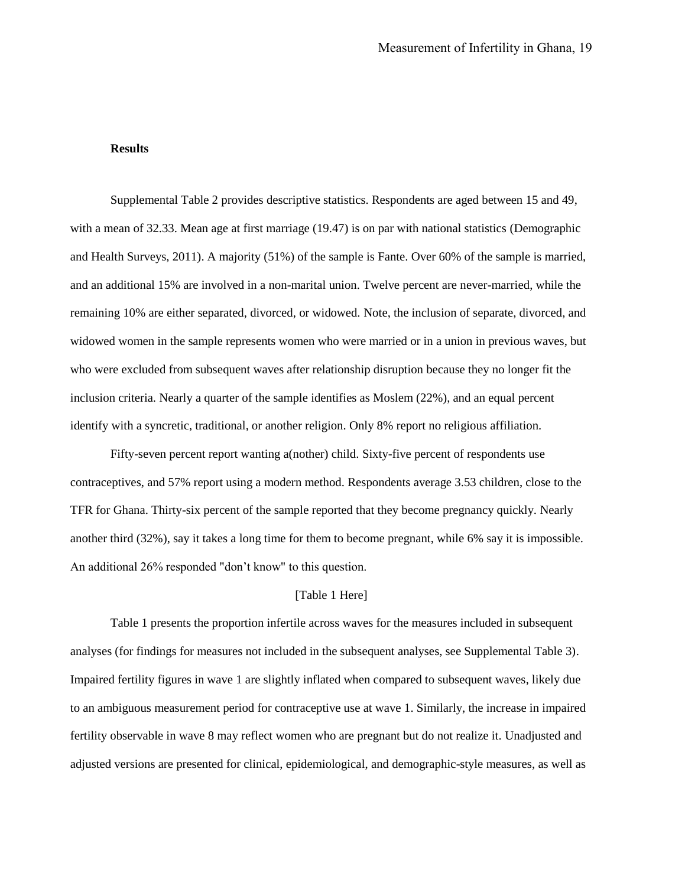## Results

Supplemental Table 2 provides descriptive statistics. Respondents are aged between 15 and 49, with a mean of 32.33. Mean age at first marriage (19.47) is on par with national statistics (Demographic and Health Surveys, 2011). A majority (51%) of the sample is Fante. Over 60% of the sample is married, and an additional 15% are involved in a non-marital union. Twelve percent are never-married, while the remaining 10% are either separated, divorced, or widowed. Note, the inclusion of separate, divorced, and widowed women in the sample represents women who were married or in a union in previous waves, but who were excluded from subsequent waves after relationship disruption because they no longer fit the inclusion criteria. Nearly a quarter of the sample identifies as Moslem (22%), and an equal percent identify with a syncretic, traditional, or another religion. Only 8% report no religious affiliation.

Fifty-seven percent report wanting a(nother) child. Sixty-five percent of respondents use contraceptives, and 57% report using a modern method. Respondents average 3.53 children, close to the TFR for Ghana. Thirty-six percent of the sample reported that they become pregnancy quickly. Nearly another third (32%), say it takes a long time for them to become pregnant, while 6% say it is impossible. An additional 26% responded "don't know" to this question.

[Table 1 Here]

Table 1 presents the proportion infertile across waves for the measures included in subsequent analyses (for findings for measures not included in the subsequent analyses, see Supplemental Table 3). Impaired fertility figures in wave 1 are slightly inflated when compared to subsequent waves, likely due to an ambiguous measurement period for contraceptive use at wave 1. Similarly, the increase in impaired fertility observable in wave 8 may reflect women who are pregnant but do not realize it. Unadjusted and adjusted versions are presented for clinical, epidemiological, and demographic-style measures, as well as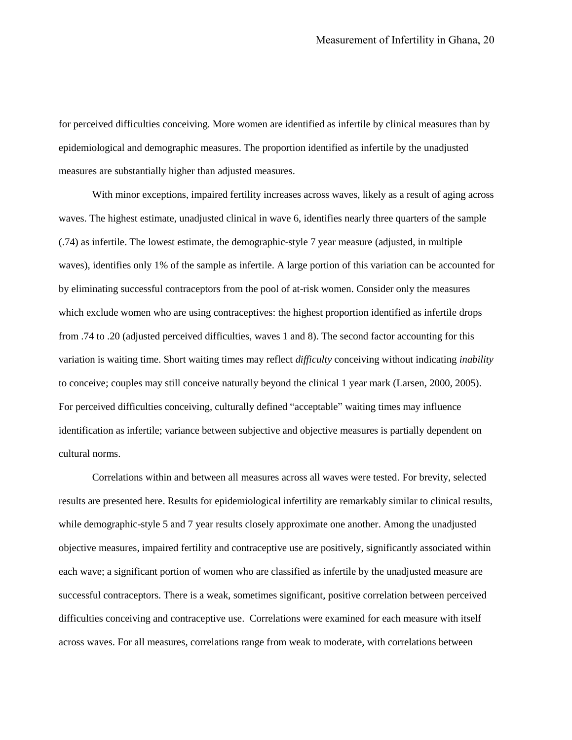for perceived difficulties conceiving. More women are identified as infertile by clinical measures than by epidemiological and demographic measures. The proportion identified as infertile by the unadjusted measures are substantially higher than adjusted measures.

With minor exceptions, impaired fertility increases across waves, likely as a result of aging across waves. The highest estimate, unadjusted clinical in wave 6, identifies nearly three quarters of the sample (.74) as infertile. The lowest estimate, the demographic-style 7 year measure (adjusted, in multiple waves), identifies only 1% of the sample as infertile. A large portion of this variation can be accounted for by eliminating successful contraceptors from the pool of at-risk women. Consider only the measures which exclude women who are using contraceptives: the highest proportion identified as infertile drops from .74 to .20 (adjusted perceived difficulties, waves 1 and 8). The second factor accounting for this variation is waiting time. Short waiting times may reflect *difficulty* conceiving without indicating *inability* to conceive; couples may still conceive naturally beyond the clinical 1 year mark (Larsen, 2000, 2005). For perceived difficulties conceiving, culturally defined "acceptable" waiting times may influence identification as infertile; variance between subjective and objective measures is partially dependent on cultural norms.

Correlations within and between all measures across all waves were tested. For brevity, selected results are presented here. Results for epidemiological infertility are remarkably similar to clinical results, while demographic-style 5 and 7 year results closely approximate one another. Among the unadjusted objective measures, impaired fertility and contraceptive use are positively, significantly associated within each wave; a significant portion of women who are classified as infertile by the unadjusted measure are successful contraceptors. There is a weak, sometimes significant, positive correlation between perceived difficulties conceiving and contraceptive use. Correlations were examined for each measure with itself across waves. For all measures, correlations range from weak to moderate, with correlations between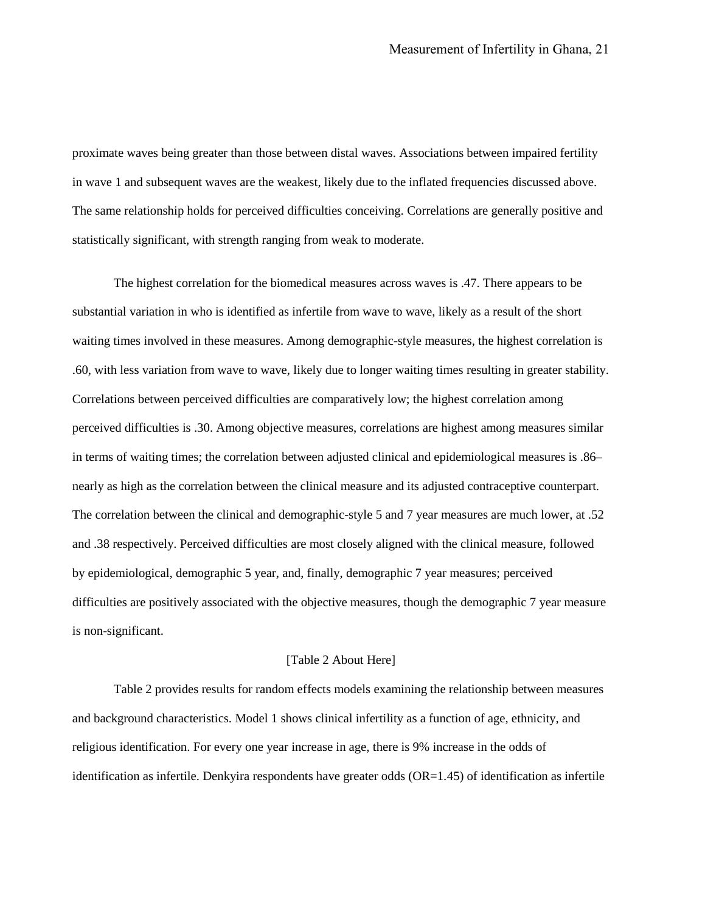proximate waves being greater than those between distal waves. Associations between impaired fertility in wave 1 and subsequent waves are the weakest, likely due to the inflated frequencies discussed above. The same relationship holds for perceived difficulties conceiving. Correlations are generally positive and statistically significant, with strength ranging from weak to moderate.

The highest correlation for the biomedical measures across waves is .47. There appears to be substantial variation in who is identified as infertile from wave to wave, likely as a result of the short waiting times involved in these measures. Among demographic-style measures, the highest correlation is .60, with less variation from wave to wave, likely due to longer waiting times resulting in greater stability. Correlations between perceived difficulties are comparatively low; the highest correlation among perceived difficulties is .30. Among objective measures, correlations are highest among measures similar in terms of waiting times; the correlation between adjusted clinical and epidemiological measures is .86– nearly as high as the correlation between the clinical measure and its adjusted contraceptive counterpart. The correlation between the clinical and demographic-style 5 and 7 year measures are much lower, at .52 and .38 respectively. Perceived difficulties are most closely aligned with the clinical measure, followed by epidemiological, demographic 5 year, and, finally, demographic 7 year measures; perceived difficulties are positively associated with the objective measures, though the demographic 7 year measure is non-significant.

[Table 2 About Here]

Table 2 provides results for random effects models examining the relationship between measures and background characteristics. Model 1 shows clinical infertility as a function of age, ethnicity, and religious identification. For every one year increase in age, there is 9% increase in the odds of identification as infertile. Denkyira respondents have greater odds (OR=1.45) of identification as infertile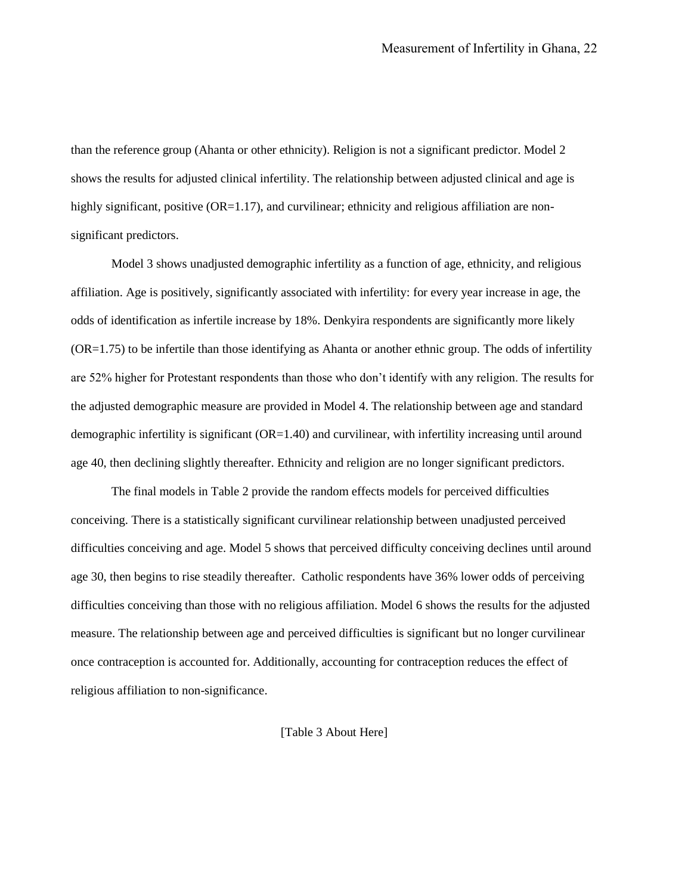than the reference group (Ahanta or other ethnicity). Religion is not a significant predictor. Model 2 shows the results for adjusted clinical infertility. The relationship between adjusted clinical and age is highly significant, positive (OR=1.17), and curvilinear; ethnicity and religious affiliation are non-significant predictors.

Model 3 shows unadjusted demographic infertility as a function of age, ethnicity, and religious affiliation. Age is positively, significantly associated with infertility: for every year increase in age, the odds of identification as infertile increase by 18%. Denkyira respondents are significantly more likely (OR=1.75) to be infertile than those identifying as Ahanta or another ethnic group. The odds of infertility are 52% higher for Protestant respondents than those who don't identify with any religion. The results for the adjusted demographic measure are provided in Model 4. The relationship between age and standard demographic infertility is significant (OR=1.40) and curvilinear, with infertility increasing until around age 40, then declining slightly thereafter. Ethnicity and religion are no longer significant predictors.

The final models in Table 2 provide the random effects models for perceived difficulties conceiving. There is a statistically significant curvilinear relationship between unadjusted perceived difficulties conceiving and age. Model 5 shows that perceived difficulty conceiving declines until around age 30, then begins to rise steadily thereafter. Catholic respondents have 36% lower odds of perceiving difficulties conceiving than those with no religious affiliation. Model 6 shows the results for the adjusted measure. The relationship between age and perceived difficulties is significant but no longer curvilinear once contraception is accounted for. Additionally, accounting for contraception reduces the effect of religious affiliation to non-significance.

[Table 3 About Here]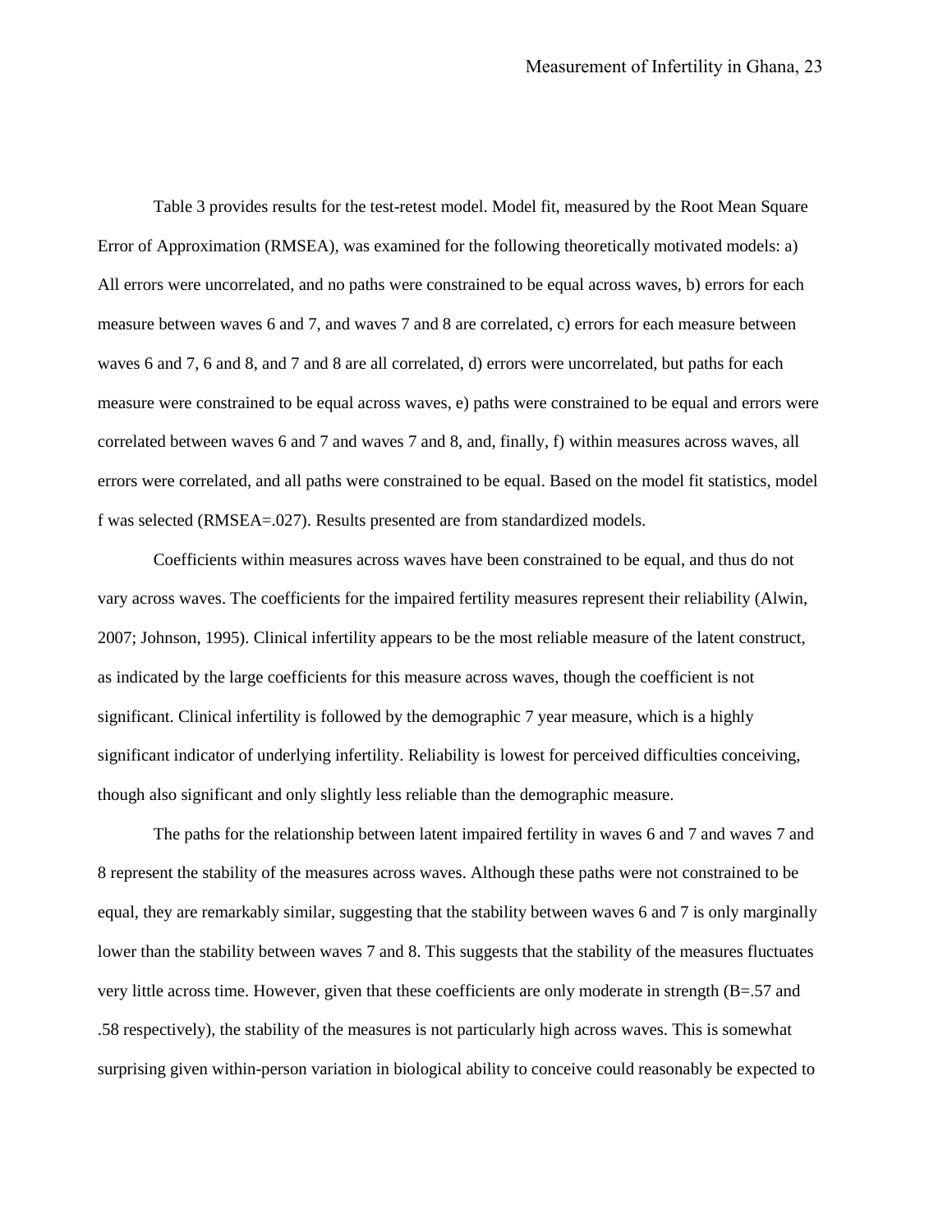Table 3 provides results for the test-retest model. Model fit, measured by the Root Mean Square Error of Approximation (RMSEA), was examined for the following theoretically motivated models: a) All errors were uncorrelated, and no paths were constrained to be equal across waves, b) errors for each measure between waves 6 and 7, and waves 7 and 8 are correlated, c) errors for each measure between waves 6 and 7, 6 and 8, and 7 and 8 are all correlated, d) errors were uncorrelated, but paths for each measure were constrained to be equal across waves, e) paths were constrained to be equal and errors were correlated between waves 6 and 7 and waves 7 and 8, and, finally, f) within measures across waves, all errors were correlated, and all paths were constrained to be equal. Based on the model fit statistics, model f was selected (RMSEA=.027). Results presented are from standardized models.

Coefficients within measures across waves have been constrained to be equal, and thus do not vary across waves. The coefficients for the impaired fertility measures represent their reliability (Alwin, 2007; Johnson, 1995). Clinical infertility appears to be the most reliable measure of the latent construct, as indicated by the large coefficients for this measure across waves, though the coefficient is not significant. Clinical infertility is followed by the demographic 7 year measure, which is a highly significant indicator of underlying infertility. Reliability is lowest for perceived difficulties conceiving, though also significant and only slightly less reliable than the demographic measure.

The paths for the relationship between latent impaired fertility in waves 6 and 7 and waves 7 and 8 represent the stability of the measures across waves. Although these paths were not constrained to be equal, they are remarkably similar, suggesting that the stability between waves 6 and 7 is only marginally lower than the stability between waves 7 and 8. This suggests that the stability of the measures fluctuates very little across time. However, given that these coefficients are only moderate in strength (B=.57 and .58 respectively), the stability of the measures is not particularly high across waves. This is somewhat surprising given within-person variation in biological ability to conceive could reasonably be expected to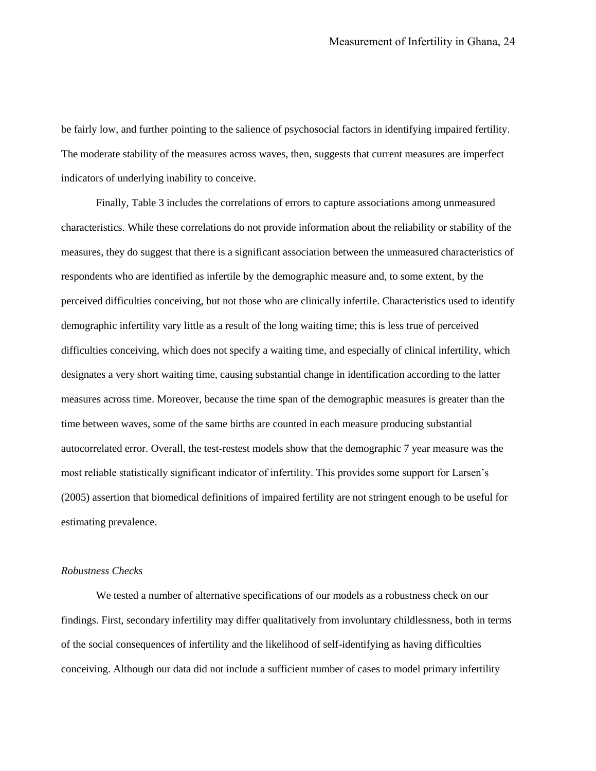be fairly low, and further pointing to the salience of psychosocial factors in identifying impaired fertility. The moderate stability of the measures across waves, then, suggests that current measures are imperfect indicators of underlying inability to conceive.

Finally, Table 3 includes the correlations of errors to capture associations among unmeasured characteristics. While these correlations do not provide information about the reliability or stability of the measures, they do suggest that there is a significant association between the unmeasured characteristics of respondents who are identified as infertile by the demographic measure and, to some extent, by the perceived difficulties conceiving, but not those who are clinically infertile. Characteristics used to identify demographic infertility vary little as a result of the long waiting time; this is less true of perceived difficulties conceiving, which does not specify a waiting time, and especially of clinical infertility, which designates a very short waiting time, causing substantial change in identification according to the latter measures across time. Moreover, because the time span of the demographic measures is greater than the time between waves, some of the same births are counted in each measure producing substantial autocorrelated error. Overall, the test-restest models show that the demographic 7 year measure was the most reliable statistically significant indicator of infertility. This provides some support for Larsen's (2005) assertion that biomedical definitions of impaired fertility are not stringent enough to be useful for estimating prevalence.

*Robustness Checks*

We tested a number of alternative specifications of our models as a robustness check on our findings. First, secondary infertility may differ qualitatively from involuntary childlessness, both in terms of the social consequences of infertility and the likelihood of self-identifying as having difficulties conceiving. Although our data did not include a sufficient number of cases to model primary infertility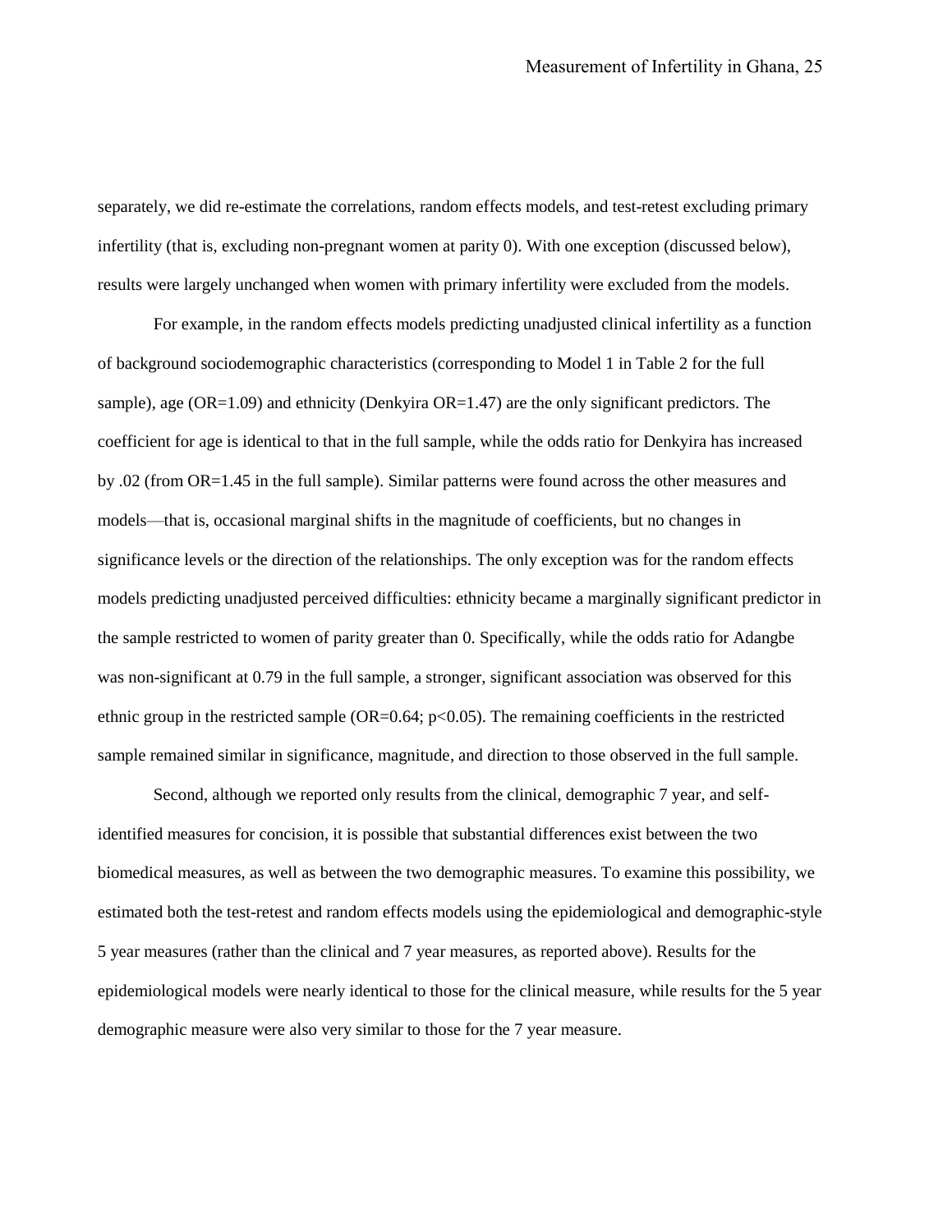separately, we did re-estimate the correlations, random effects models, and test-retest excluding primary infertility (that is, excluding non-pregnant women at parity 0). With one exception (discussed below), results were largely unchanged when women with primary infertility were excluded from the models.

For example, in the random effects models predicting unadjusted clinical infertility as a function of background sociodemographic characteristics (corresponding to Model 1 in Table 2 for the full sample), age (OR=1.09) and ethnicity (Denkyira OR=1.47) are the only significant predictors. The coefficient for age is identical to that in the full sample, while the odds ratio for Denkyira has increased by .02 (from OR=1.45 in the full sample). Similar patterns were found across the other measures and models—that is, occasional marginal shifts in the magnitude of coefficients, but no changes in significance levels or the direction of the relationships. The only exception was for the random effects models predicting unadjusted perceived difficulties: ethnicity became a marginally significant predictor in the sample restricted to women of parity greater than 0. Specifically, while the odds ratio for Adangbe was non-significant at 0.79 in the full sample, a stronger, significant association was observed for this ethnic group in the restricted sample (OR=0.64; $p<0.05$). The remaining coefficients in the restricted sample remained similar in significance, magnitude, and direction to those observed in the full sample.

Second, although we reported only results from the clinical, demographic 7 year, and self-identified measures for concision, it is possible that substantial differences exist between the two biomedical measures, as well as between the two demographic measures. To examine this possibility, we estimated both the test-retest and random effects models using the epidemiological and demographic-style 5 year measures (rather than the clinical and 7 year measures, as reported above). Results for the epidemiological models were nearly identical to those for the clinical measure, while results for the 5 year demographic measure were also very similar to those for the 7 year measure.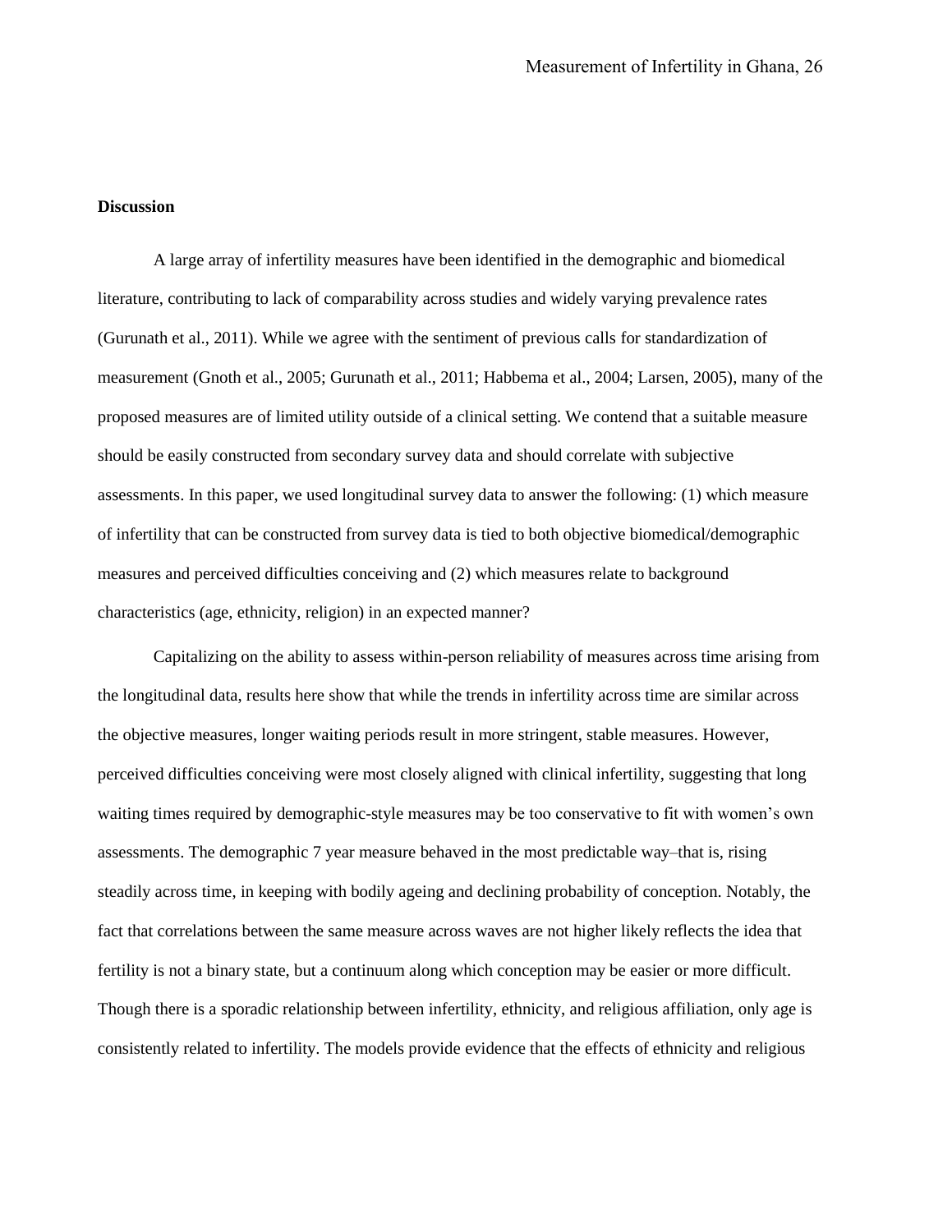## Discussion

A large array of infertility measures have been identified in the demographic and biomedical literature, contributing to lack of comparability across studies and widely varying prevalence rates (Gurunath et al., 2011). While we agree with the sentiment of previous calls for standardization of measurement (Gnoth et al., 2005; Gurunath et al., 2011; Habbema et al., 2004; Larsen, 2005), many of the proposed measures are of limited utility outside of a clinical setting. We contend that a suitable measure should be easily constructed from secondary survey data and should correlate with subjective assessments. In this paper, we used longitudinal survey data to answer the following: (1) which measure of infertility that can be constructed from survey data is tied to both objective biomedical/demographic measures and perceived difficulties conceiving and (2) which measures relate to background characteristics (age, ethnicity, religion) in an expected manner?

Capitalizing on the ability to assess within-person reliability of measures across time arising from the longitudinal data, results here show that while the trends in infertility across time are similar across the objective measures, longer waiting periods result in more stringent, stable measures. However, perceived difficulties conceiving were most closely aligned with clinical infertility, suggesting that long waiting times required by demographic-style measures may be too conservative to fit with women's own assessments. The demographic 7 year measure behaved in the most predictable way–that is, rising steadily across time, in keeping with bodily ageing and declining probability of conception. Notably, the fact that correlations between the same measure across waves are not higher likely reflects the idea that fertility is not a binary state, but a continuum along which conception may be easier or more difficult. Though there is a sporadic relationship between infertility, ethnicity, and religious affiliation, only age is consistently related to infertility. The models provide evidence that the effects of ethnicity and religious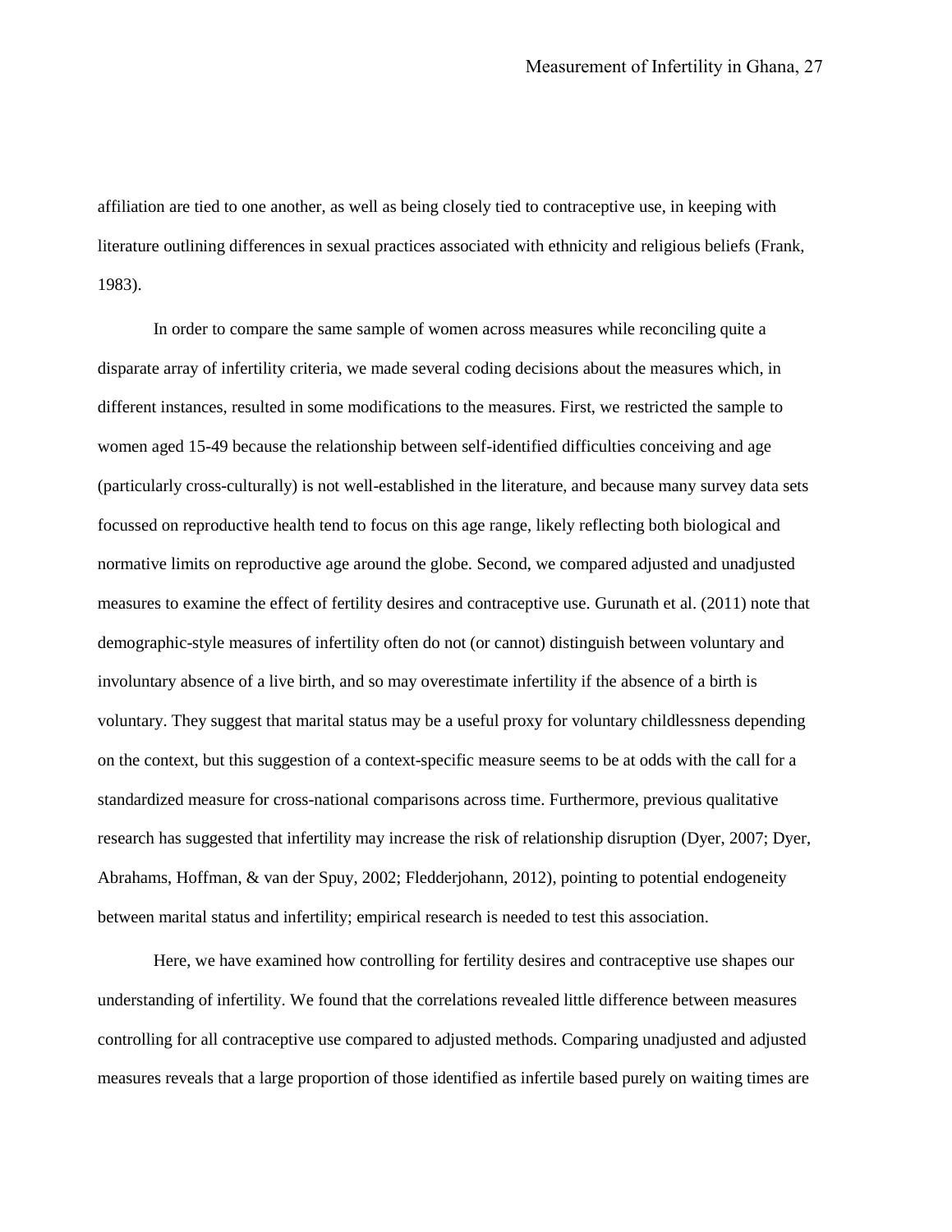affiliation are tied to one another, as well as being closely tied to contraceptive use, in keeping with literature outlining differences in sexual practices associated with ethnicity and religious beliefs (Frank, 1983).

In order to compare the same sample of women across measures while reconciling quite a disparate array of infertility criteria, we made several coding decisions about the measures which, in different instances, resulted in some modifications to the measures. First, we restricted the sample to women aged 15-49 because the relationship between self-identified difficulties conceiving and age (particularly cross-culturally) is not well-established in the literature, and because many survey data sets focussed on reproductive health tend to focus on this age range, likely reflecting both biological and normative limits on reproductive age around the globe. Second, we compared adjusted and unadjusted measures to examine the effect of fertility desires and contraceptive use. Gurunath et al. (2011) note that demographic-style measures of infertility often do not (or cannot) distinguish between voluntary and involuntary absence of a live birth, and so may overestimate infertility if the absence of a birth is voluntary. They suggest that marital status may be a useful proxy for voluntary childlessness depending on the context, but this suggestion of a context-specific measure seems to be at odds with the call for a standardized measure for cross-national comparisons across time. Furthermore, previous qualitative research has suggested that infertility may increase the risk of relationship disruption (Dyer, 2007; Dyer, Abrahams, Hoffman, & van der Spuy, 2002; Fledderjohann, 2012), pointing to potential endogeneity between marital status and infertility; empirical research is needed to test this association.

Here, we have examined how controlling for fertility desires and contraceptive use shapes our understanding of infertility. We found that the correlations revealed little difference between measures controlling for all contraceptive use compared to adjusted methods. Comparing unadjusted and adjusted measures reveals that a large proportion of those identified as infertile based purely on waiting times are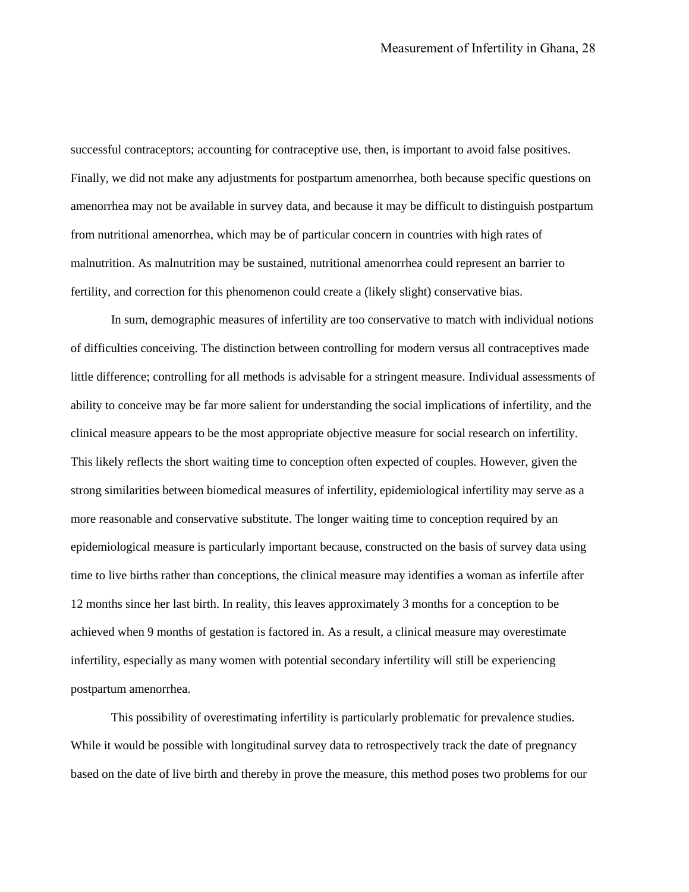successful contraceptors; accounting for contraceptive use, then, is important to avoid false positives. Finally, we did not make any adjustments for postpartum amenorrhea, both because specific questions on amenorrhea may not be available in survey data, and because it may be difficult to distinguish postpartum from nutritional amenorrhea, which may be of particular concern in countries with high rates of malnutrition. As malnutrition may be sustained, nutritional amenorrhea could represent an barrier to fertility, and correction for this phenomenon could create a (likely slight) conservative bias.

In sum, demographic measures of infertility are too conservative to match with individual notions of difficulties conceiving. The distinction between controlling for modern versus all contraceptives made little difference; controlling for all methods is advisable for a stringent measure. Individual assessments of ability to conceive may be far more salient for understanding the social implications of infertility, and the clinical measure appears to be the most appropriate objective measure for social research on infertility. This likely reflects the short waiting time to conception often expected of couples. However, given the strong similarities between biomedical measures of infertility, epidemiological infertility may serve as a more reasonable and conservative substitute. The longer waiting time to conception required by an epidemiological measure is particularly important because, constructed on the basis of survey data using time to live births rather than conceptions, the clinical measure may identifies a woman as infertile after 12 months since her last birth. In reality, this leaves approximately 3 months for a conception to be achieved when 9 months of gestation is factored in. As a result, a clinical measure may overestimate infertility, especially as many women with potential secondary infertility will still be experiencing postpartum amenorrhea.

This possibility of overestimating infertility is particularly problematic for prevalence studies. While it would be possible with longitudinal survey data to retrospectively track the date of pregnancy based on the date of live birth and thereby in prove the measure, this method poses two problems for our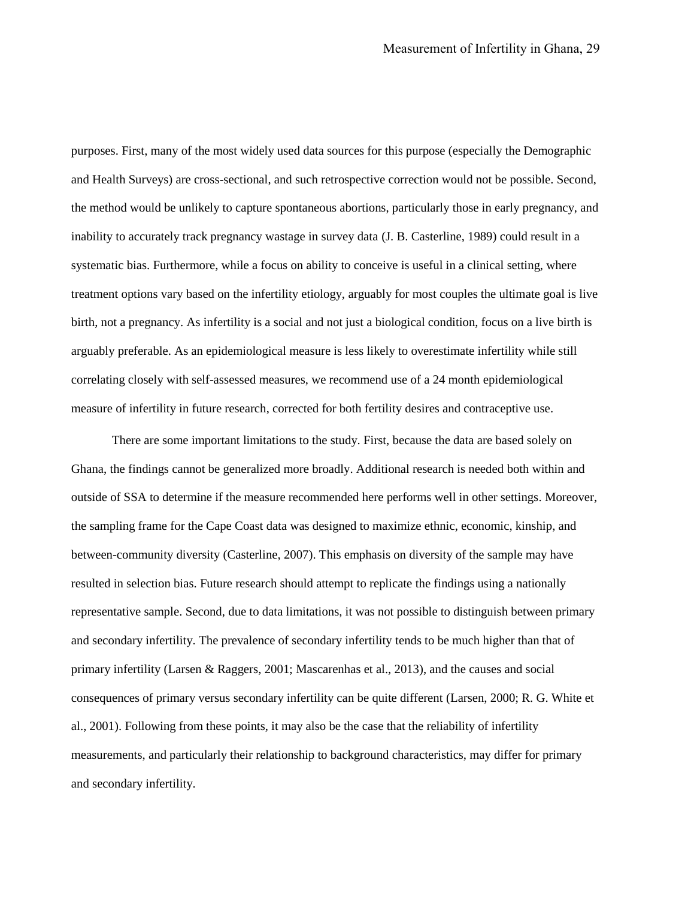purposes. First, many of the most widely used data sources for this purpose (especially the Demographic and Health Surveys) are cross-sectional, and such retrospective correction would not be possible. Second, the method would be unlikely to capture spontaneous abortions, particularly those in early pregnancy, and inability to accurately track pregnancy wastage in survey data (J. B. Casterline, 1989) could result in a systematic bias. Furthermore, while a focus on ability to conceive is useful in a clinical setting, where treatment options vary based on the infertility etiology, arguably for most couples the ultimate goal is live birth, not a pregnancy. As infertility is a social and not just a biological condition, focus on a live birth is arguably preferable. As an epidemiological measure is less likely to overestimate infertility while still correlating closely with self-assessed measures, we recommend use of a 24 month epidemiological measure of infertility in future research, corrected for both fertility desires and contraceptive use.

There are some important limitations to the study. First, because the data are based solely on Ghana, the findings cannot be generalized more broadly. Additional research is needed both within and outside of SSA to determine if the measure recommended here performs well in other settings. Moreover, the sampling frame for the Cape Coast data was designed to maximize ethnic, economic, kinship, and between-community diversity (Casterline, 2007). This emphasis on diversity of the sample may have resulted in selection bias. Future research should attempt to replicate the findings using a nationally representative sample. Second, due to data limitations, it was not possible to distinguish between primary and secondary infertility. The prevalence of secondary infertility tends to be much higher than that of primary infertility (Larsen & Raggers, 2001; Mascarenhas et al., 2013), and the causes and social consequences of primary versus secondary infertility can be quite different (Larsen, 2000; R. G. White et al., 2001). Following from these points, it may also be the case that the reliability of infertility measurements, and particularly their relationship to background characteristics, may differ for primary and secondary infertility.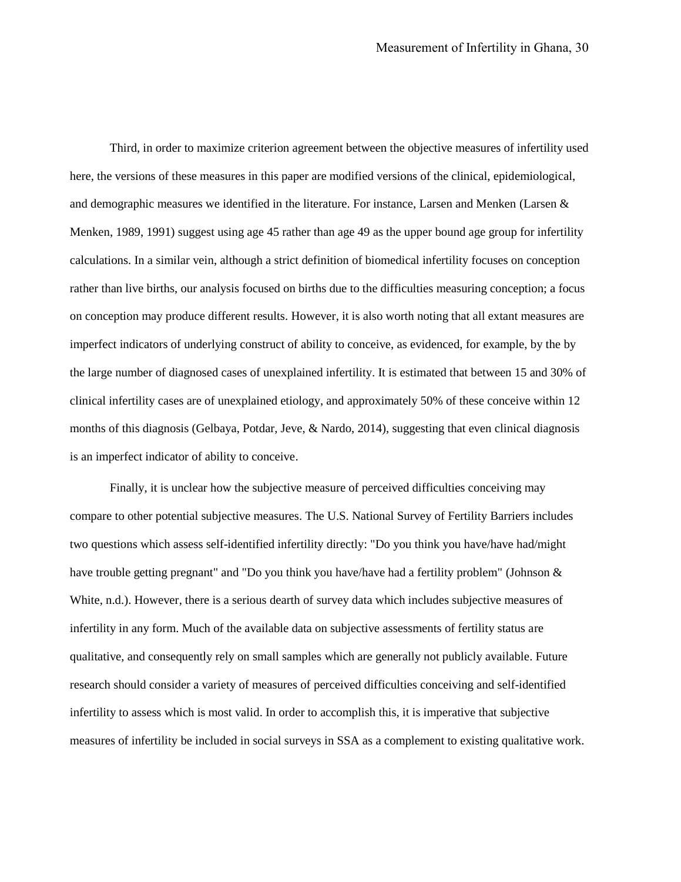Third, in order to maximize criterion agreement between the objective measures of infertility used here, the versions of these measures in this paper are modified versions of the clinical, epidemiological, and demographic measures we identified in the literature. For instance, Larsen and Menken (Larsen & Menken, 1989, 1991) suggest using age 45 rather than age 49 as the upper bound age group for infertility calculations. In a similar vein, although a strict definition of biomedical infertility focuses on conception rather than live births, our analysis focused on births due to the difficulties measuring conception; a focus on conception may produce different results. However, it is also worth noting that all extant measures are imperfect indicators of underlying construct of ability to conceive, as evidenced, for example, by the by the large number of diagnosed cases of unexplained infertility. It is estimated that between 15 and 30% of clinical infertility cases are of unexplained etiology, and approximately 50% of these conceive within 12 months of this diagnosis (Gelbaya, Potdar, Jeve, & Nardo, 2014), suggesting that even clinical diagnosis is an imperfect indicator of ability to conceive.

Finally, it is unclear how the subjective measure of perceived difficulties conceiving may compare to other potential subjective measures. The U.S. National Survey of Fertility Barriers includes two questions which assess self-identified infertility directly: "Do you think you have/have had/might have trouble getting pregnant" and "Do you think you have/have had a fertility problem" (Johnson & White, n.d.). However, there is a serious dearth of survey data which includes subjective measures of infertility in any form. Much of the available data on subjective assessments of fertility status are qualitative, and consequently rely on small samples which are generally not publicly available. Future research should consider a variety of measures of perceived difficulties conceiving and self-identified infertility to assess which is most valid. In order to accomplish this, it is imperative that subjective measures of infertility be included in social surveys in SSA as a complement to existing qualitative work.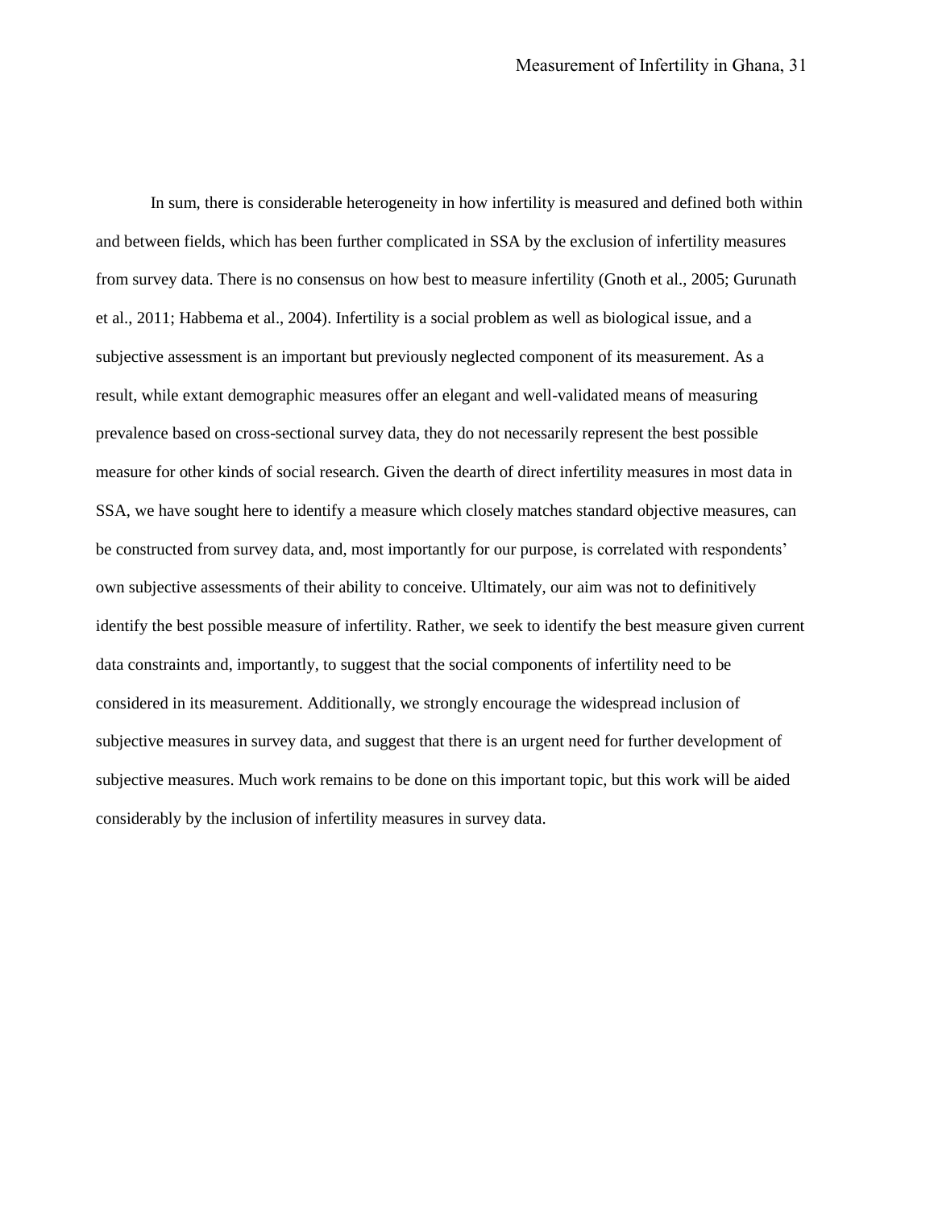In sum, there is considerable heterogeneity in how infertility is measured and defined both within and between fields, which has been further complicated in SSA by the exclusion of infertility measures from survey data. There is no consensus on how best to measure infertility (Gnoth et al., 2005; Gurunath et al., 2011; Habbema et al., 2004). Infertility is a social problem as well as biological issue, and a subjective assessment is an important but previously neglected component of its measurement. As a result, while extant demographic measures offer an elegant and well-validated means of measuring prevalence based on cross-sectional survey data, they do not necessarily represent the best possible measure for other kinds of social research. Given the dearth of direct infertility measures in most data in SSA, we have sought here to identify a measure which closely matches standard objective measures, can be constructed from survey data, and, most importantly for our purpose, is correlated with respondents' own subjective assessments of their ability to conceive. Ultimately, our aim was not to definitively identify the best possible measure of infertility. Rather, we seek to identify the best measure given current data constraints and, importantly, to suggest that the social components of infertility need to be considered in its measurement. Additionally, we strongly encourage the widespread inclusion of subjective measures in survey data, and suggest that there is an urgent need for further development of subjective measures. Much work remains to be done on this important topic, but this work will be aided considerably by the inclusion of infertility measures in survey data.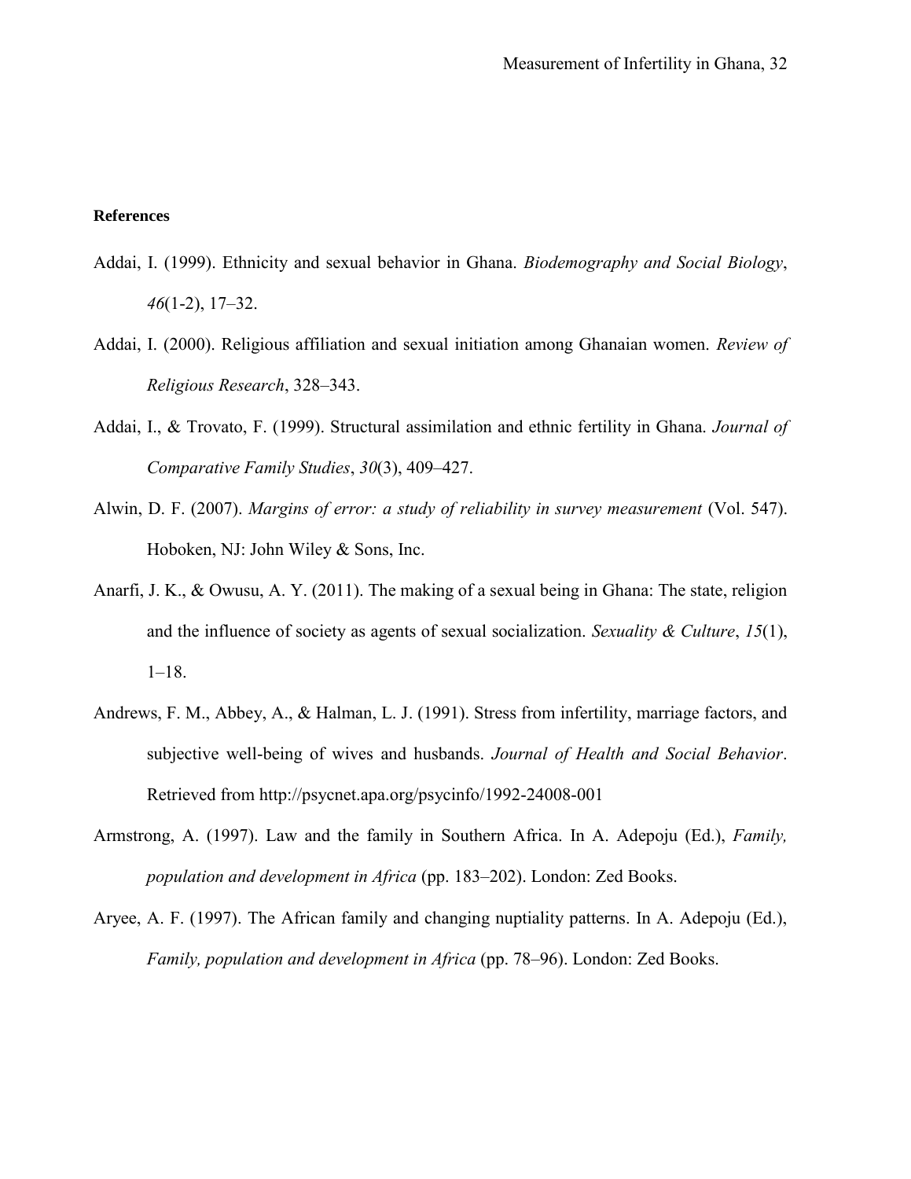**References**

Addai, I. (1999). Ethnicity and sexual behavior in Ghana. *Biodemography and Social Biology*, *46*(1-2), 17–32.

Addai, I. (2000). Religious affiliation and sexual initiation among Ghanaian women. *Review of Religious Research*, 328–343.

Addai, I., & Trovato, F. (1999). Structural assimilation and ethnic fertility in Ghana. *Journal of Comparative Family Studies*, *30*(3), 409–427.

Alwin, D. F. (2007). *Margins of error: a study of reliability in survey measurement* (Vol. 547). Hoboken, NJ: John Wiley & Sons, Inc.

Anarfi, J. K., & Owusu, A. Y. (2011). The making of a sexual being in Ghana: The state, religion and the influence of society as agents of sexual socialization. *Sexuality & Culture*, *15*(1), 1–18.

Andrews, F. M., Abbey, A., & Halman, L. J. (1991). Stress from infertility, marriage factors, and subjective well-being of wives and husbands. *Journal of Health and Social Behavior*. Retrieved from http://psycnet.apa.org/psycinfo/1992-24008-001

Armstrong, A. (1997). Law and the family in Southern Africa. In A. Adepoju (Ed.), *Family, population and development in Africa* (pp. 183–202). London: Zed Books.

Aryee, A. F. (1997). The African family and changing nuptiality patterns. In A. Adepoju (Ed.), *Family, population and development in Africa* (pp. 78–96). London: Zed Books.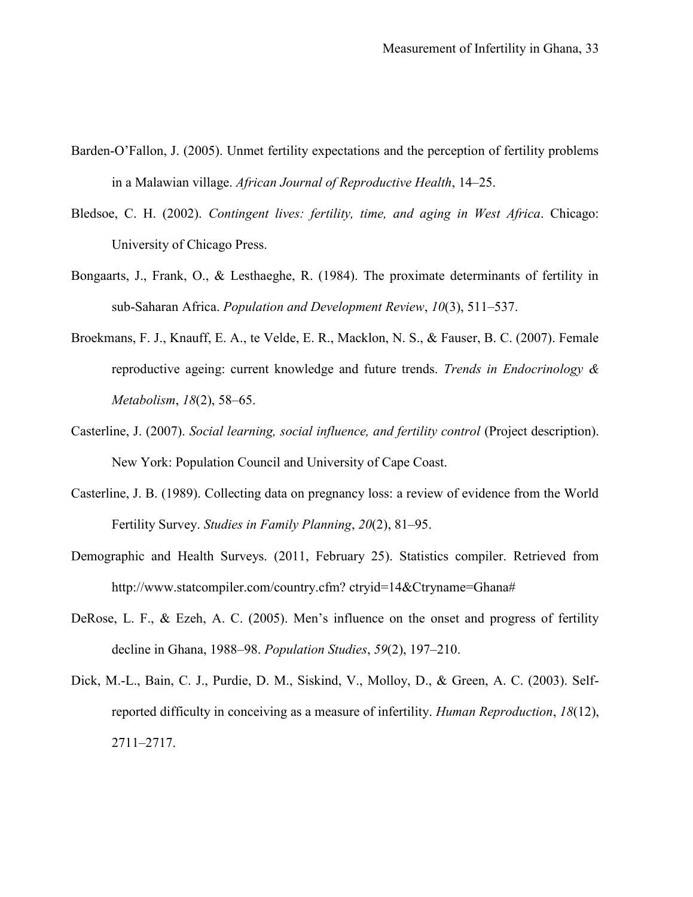Barden-O'Fallon, J. (2005). Unmet fertility expectations and the perception of fertility problems in a Malawian village. *African Journal of Reproductive Health*, 14–25.

Bledsoe, C. H. (2002). *Contingent lives: fertility, time, and aging in West Africa*. Chicago: University of Chicago Press.

Bongaarts, J., Frank, O., & Lesthaeghe, R. (1984). The proximate determinants of fertility in sub-Saharan Africa. *Population and Development Review*, *10*(3), 511–537.

Broekmans, F. J., Knauff, E. A., te Velde, E. R., Macklon, N. S., & Fauser, B. C. (2007). Female reproductive ageing: current knowledge and future trends. *Trends in Endocrinology & Metabolism*, *18*(2), 58–65.

Casterline, J. (2007). *Social learning, social influence, and fertility control* (Project description). New York: Population Council and University of Cape Coast.

Casterline, J. B. (1989). Collecting data on pregnancy loss: a review of evidence from the World Fertility Survey. *Studies in Family Planning*, *20*(2), 81–95.

Demographic and Health Surveys. (2011, February 25). Statistics compiler. Retrieved from http://www.statcompiler.com/country.cfm? ctryid=14&Ctryname=Ghana#

DeRose, L. F., & Ezeh, A. C. (2005). Men's influence on the onset and progress of fertility decline in Ghana, 1988–98. *Population Studies*, *59*(2), 197–210.

Dick, M.-L., Bain, C. J., Purdie, D. M., Siskind, V., Molloy, D., & Green, A. C. (2003). Self-reported difficulty in conceiving as a measure of infertility. *Human Reproduction*, *18*(12), 2711–2717.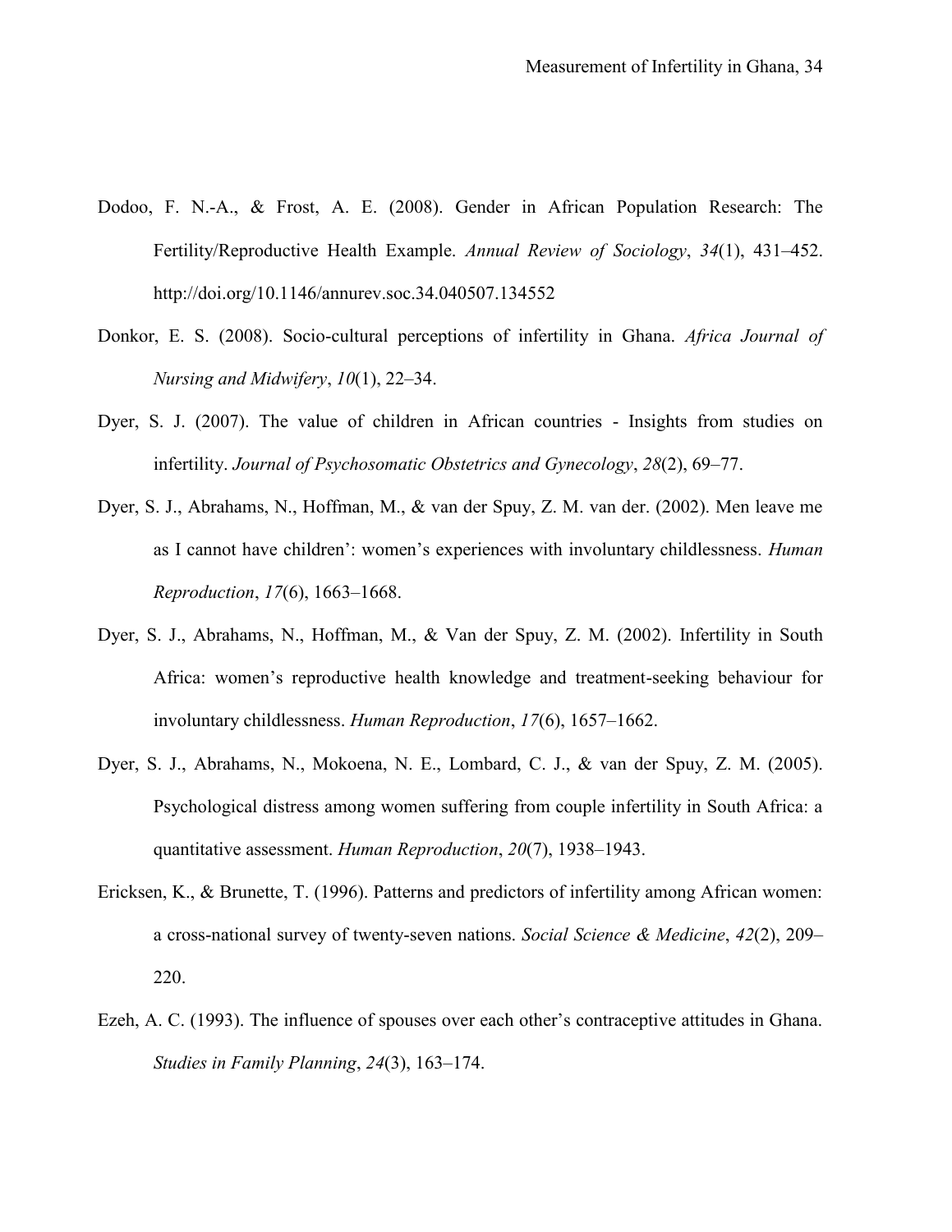Dodoo, F. N.-A., & Frost, A. E. (2008). Gender in African Population Research: The Fertility/Reproductive Health Example. *Annual Review of Sociology*, *34*(1), 431–452. http://doi.org/10.1146/annurev.soc.34.040507.134552

Donkor, E. S. (2008). Socio-cultural perceptions of infertility in Ghana. *Africa Journal of Nursing and Midwifery*, *10*(1), 22–34.

Dyer, S. J. (2007). The value of children in African countries - Insights from studies on infertility. *Journal of Psychosomatic Obstetrics and Gynecology*, *28*(2), 69–77.

Dyer, S. J., Abrahams, N., Hoffman, M., & van der Spuy, Z. M. van der. (2002). Men leave me as I cannot have children': women's experiences with involuntary childlessness. *Human Reproduction*, *17*(6), 1663–1668.

Dyer, S. J., Abrahams, N., Hoffman, M., & Van der Spuy, Z. M. (2002). Infertility in South Africa: women's reproductive health knowledge and treatment-seeking behaviour for involuntary childlessness. *Human Reproduction*, *17*(6), 1657–1662.

Dyer, S. J., Abrahams, N., Mokoena, N. E., Lombard, C. J., & van der Spuy, Z. M. (2005). Psychological distress among women suffering from couple infertility in South Africa: a quantitative assessment. *Human Reproduction*, *20*(7), 1938–1943.

Ericksen, K., & Brunette, T. (1996). Patterns and predictors of infertility among African women: a cross-national survey of twenty-seven nations. *Social Science & Medicine*, *42*(2), 209–220.

Ezeh, A. C. (1993). The influence of spouses over each other's contraceptive attitudes in Ghana. *Studies in Family Planning*, *24*(3), 163–174.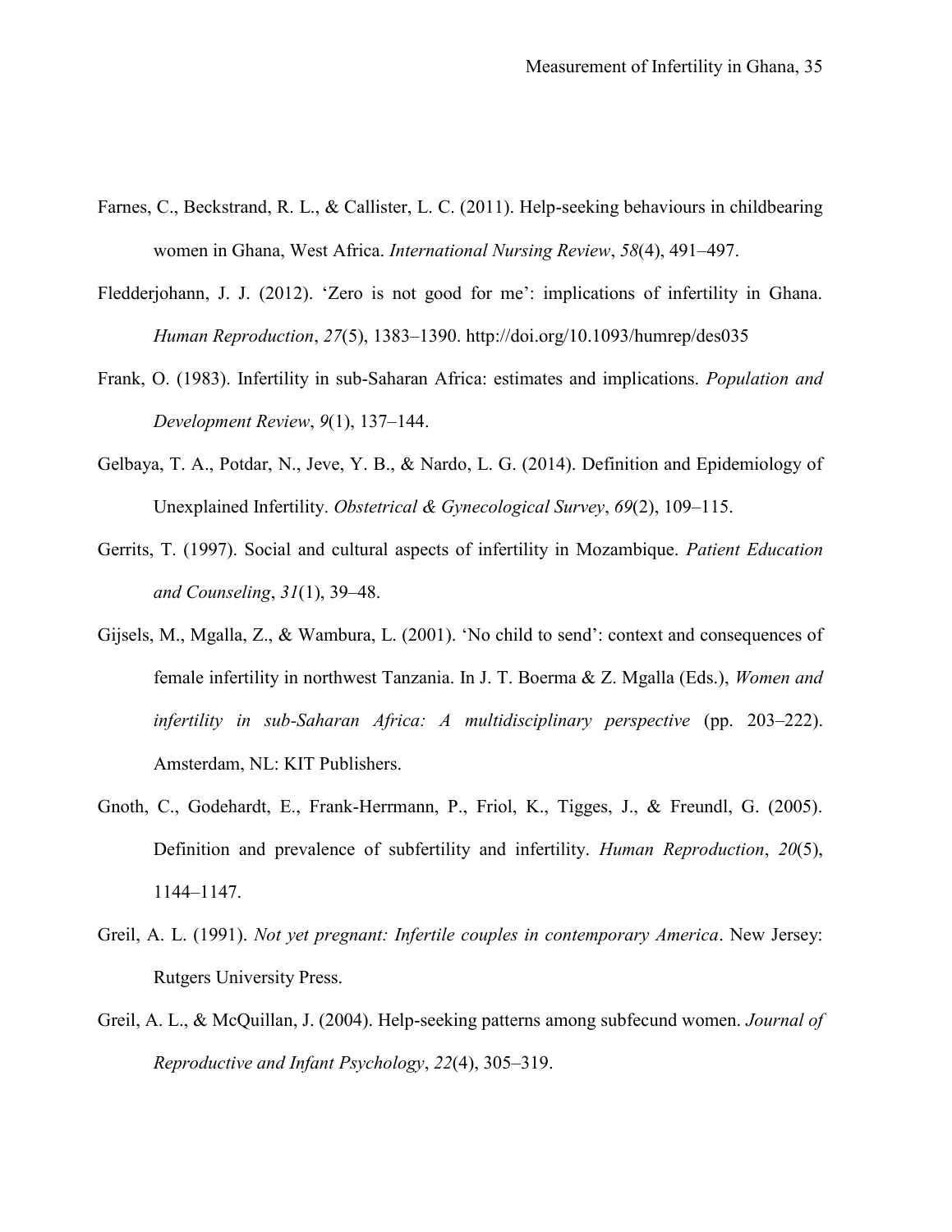Farnes, C., Beckstrand, R. L., & Callister, L. C. (2011). Help-seeking behaviours in childbearing women in Ghana, West Africa. *International Nursing Review*, *58*(4), 491–497.

Fledderjohann, J. J. (2012). 'Zero is not good for me': implications of infertility in Ghana. *Human Reproduction*, *27*(5), 1383–1390. http://doi.org/10.1093/humrep/des035

Frank, O. (1983). Infertility in sub-Saharan Africa: estimates and implications. *Population and Development Review*, *9*(1), 137–144.

Gelbaya, T. A., Potdar, N., Jeve, Y. B., & Nardo, L. G. (2014). Definition and Epidemiology of Unexplained Infertility. *Obstetrical & Gynecological Survey*, *69*(2), 109–115.

Gerrits, T. (1997). Social and cultural aspects of infertility in Mozambique. *Patient Education and Counseling*, *31*(1), 39–48.

Gijsels, M., Mgalla, Z., & Wambura, L. (2001). 'No child to send': context and consequences of female infertility in northwest Tanzania. In J. T. Boerma & Z. Mgalla (Eds.), *Women and infertility in sub-Saharan Africa: A multidisciplinary perspective* (pp. 203–222). Amsterdam, NL: KIT Publishers.

Gnoth, C., Godehardt, E., Frank-Herrmann, P., Friol, K., Tigges, J., & Freundl, G. (2005). Definition and prevalence of subfertility and infertility. *Human Reproduction*, *20*(5), 1144–1147.

Greil, A. L. (1991). *Not yet pregnant: Infertile couples in contemporary America*. New Jersey: Rutgers University Press.

Greil, A. L., & McQuillan, J. (2004). Help-seeking patterns among subfecund women. *Journal of Reproductive and Infant Psychology*, *22*(4), 305–319.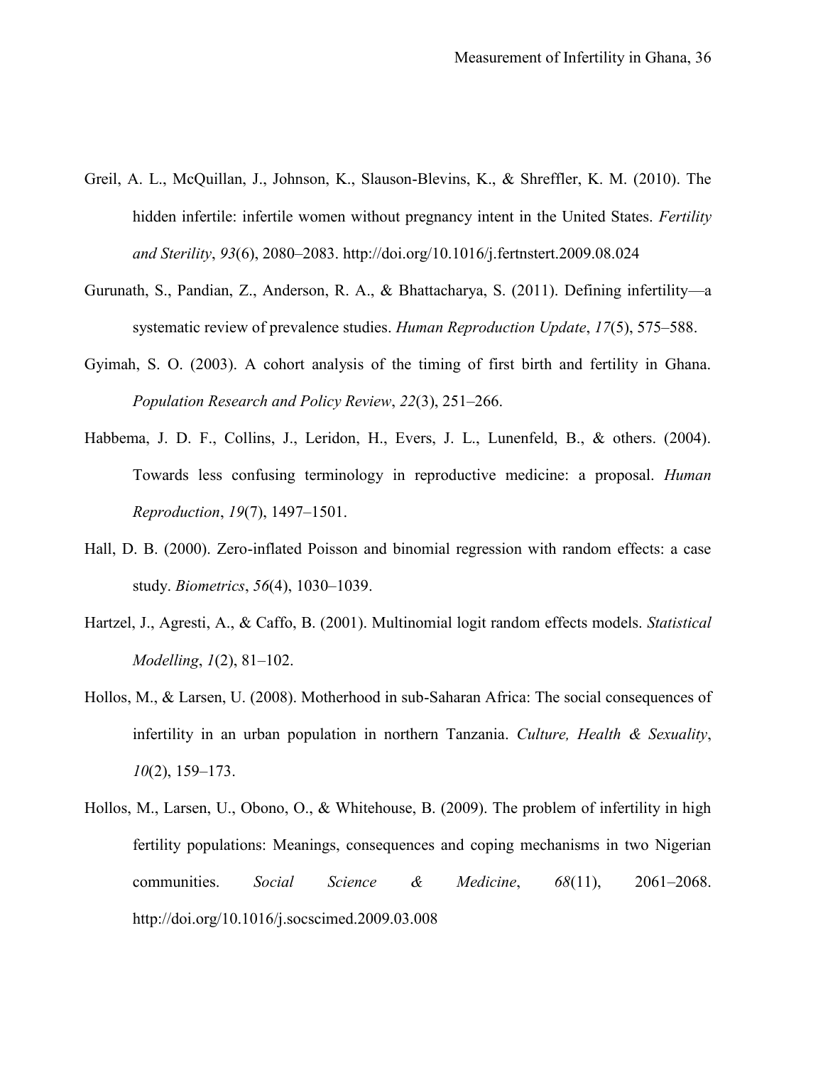Greil, A. L., McQuillan, J., Johnson, K., Slauson-Blevins, K., & Shreffler, K. M. (2010). The hidden infertile: infertile women without pregnancy intent in the United States. *Fertility and Sterility*, *93*(6), 2080–2083. http://doi.org/10.1016/j.fertnstert.2009.08.024

Gurunath, S., Pandian, Z., Anderson, R. A., & Bhattacharya, S. (2011). Defining infertility—a systematic review of prevalence studies. *Human Reproduction Update*, *17*(5), 575–588.

Gyimah, S. O. (2003). A cohort analysis of the timing of first birth and fertility in Ghana. *Population Research and Policy Review*, *22*(3), 251–266.

Habbema, J. D. F., Collins, J., Leridon, H., Evers, J. L., Lunenfeld, B., & others. (2004). Towards less confusing terminology in reproductive medicine: a proposal. *Human Reproduction*, *19*(7), 1497–1501.

Hall, D. B. (2000). Zero-inflated Poisson and binomial regression with random effects: a case study. *Biometrics*, *56*(4), 1030–1039.

Hartzel, J., Agresti, A., & Caffo, B. (2001). Multinomial logit random effects models. *Statistical Modelling*, *1*(2), 81–102.

Hollos, M., & Larsen, U. (2008). Motherhood in sub-Saharan Africa: The social consequences of infertility in an urban population in northern Tanzania. *Culture, Health & Sexuality*, *10*(2), 159–173.

Hollos, M., Larsen, U., Obono, O., & Whitehouse, B. (2009). The problem of infertility in high fertility populations: Meanings, consequences and coping mechanisms in two Nigerian communities. *Social Science & Medicine*, *68*(11), 2061–2068. http://doi.org/10.1016/j.socscimed.2009.03.008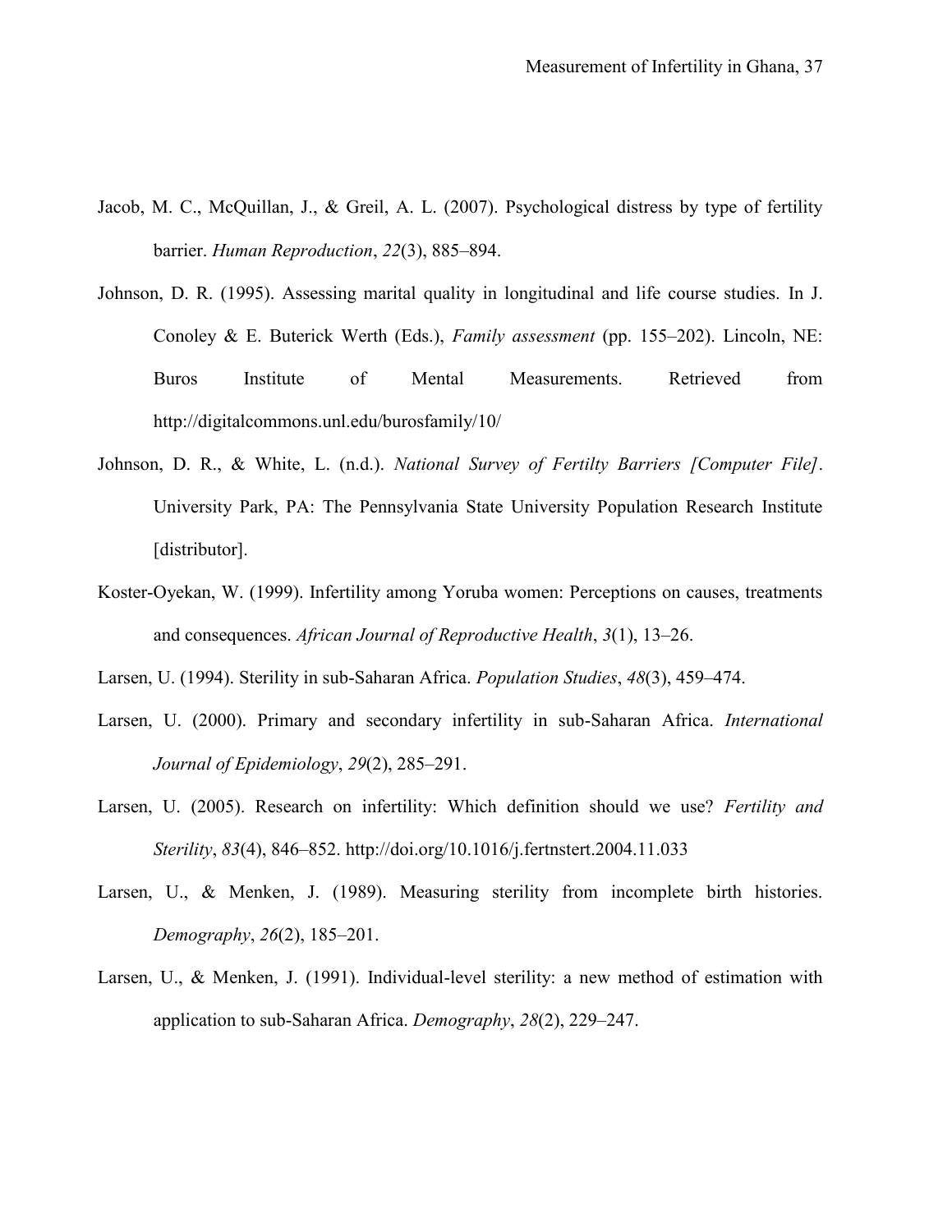Jacob, M. C., McQuillan, J., & Greil, A. L. (2007). Psychological distress by type of fertility barrier. *Human Reproduction*, *22*(3), 885–894.

Johnson, D. R. (1995). Assessing marital quality in longitudinal and life course studies. In J. Conoley & E. Buterick Werth (Eds.), *Family assessment* (pp. 155–202). Lincoln, NE: Buros Institute of Mental Measurements. Retrieved from http://digitalcommons.unl.edu/burosfamily/10/

Johnson, D. R., & White, L. (n.d.). *National Survey of Fertilty Barriers [Computer File]*. University Park, PA: The Pennsylvania State University Population Research Institute [distributor].

Koster-Oyekan, W. (1999). Infertility among Yoruba women: Perceptions on causes, treatments and consequences. *African Journal of Reproductive Health*, *3*(1), 13–26.

Larsen, U. (1994). Sterility in sub-Saharan Africa. *Population Studies*, *48*(3), 459–474.

Larsen, U. (2000). Primary and secondary infertility in sub-Saharan Africa. *International Journal of Epidemiology*, *29*(2), 285–291.

Larsen, U. (2005). Research on infertility: Which definition should we use? *Fertility and Sterility*, *83*(4), 846–852. http://doi.org/10.1016/j.fertnstert.2004.11.033

Larsen, U., & Menken, J. (1989). Measuring sterility from incomplete birth histories. *Demography*, *26*(2), 185–201.

Larsen, U., & Menken, J. (1991). Individual-level sterility: a new method of estimation with application to sub-Saharan Africa. *Demography*, *28*(2), 229–247.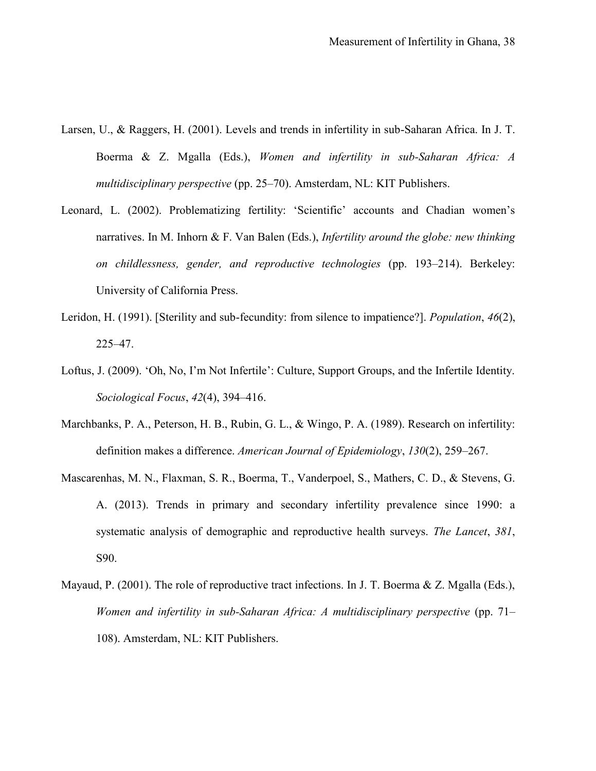Larsen, U., & Raggers, H. (2001). Levels and trends in infertility in sub-Saharan Africa. In J. T. Boerma & Z. Mgalla (Eds.), *Women and infertility in sub-Saharan Africa: A multidisciplinary perspective* (pp. 25–70). Amsterdam, NL: KIT Publishers.

Leonard, L. (2002). Problematizing fertility: 'Scientific' accounts and Chadian women's narratives. In M. Inhorn & F. Van Balen (Eds.), *Infertility around the globe: new thinking on childlessness, gender, and reproductive technologies* (pp. 193–214). Berkeley: University of California Press.

Leridon, H. (1991). [Sterility and sub-fecundity: from silence to impatience?]. *Population*, *46*(2), 225–47.

Loftus, J. (2009). 'Oh, No, I'm Not Infertile': Culture, Support Groups, and the Infertile Identity. *Sociological Focus*, *42*(4), 394–416.

Marchbanks, P. A., Peterson, H. B., Rubin, G. L., & Wingo, P. A. (1989). Research on infertility: definition makes a difference. *American Journal of Epidemiology*, *130*(2), 259–267.

Mascarenhas, M. N., Flaxman, S. R., Boerma, T., Vanderpoel, S., Mathers, C. D., & Stevens, G. A. (2013). Trends in primary and secondary infertility prevalence since 1990: a systematic analysis of demographic and reproductive health surveys. *The Lancet*, *381*, S90.

Mayaud, P. (2001). The role of reproductive tract infections. In J. T. Boerma & Z. Mgalla (Eds.), *Women and infertility in sub-Saharan Africa: A multidisciplinary perspective* (pp. 71–108). Amsterdam, NL: KIT Publishers.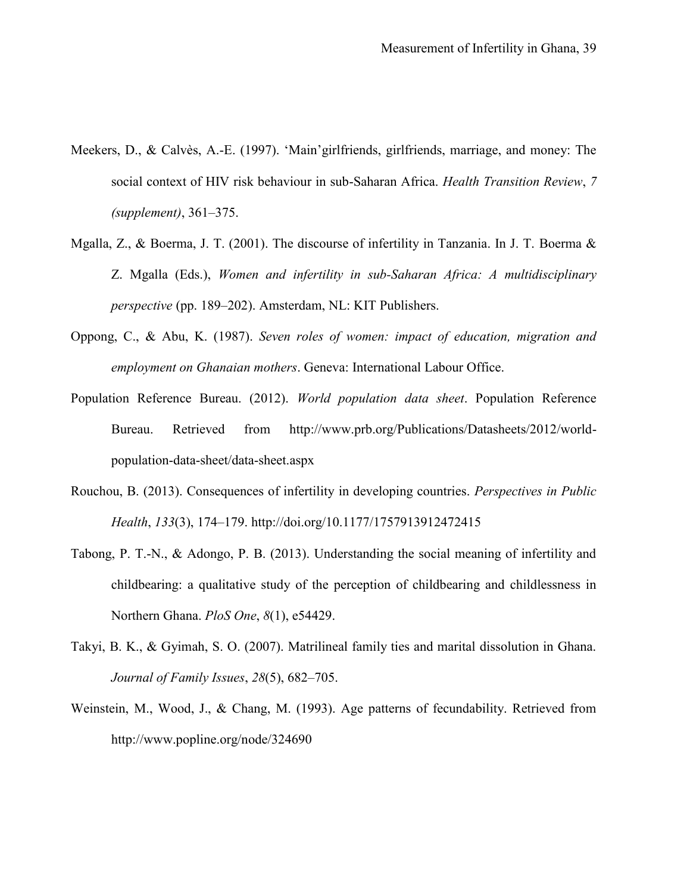Meekers, D., & Calvès, A.-E. (1997). 'Main'girlfriends, girlfriends, marriage, and money: The social context of HIV risk behaviour in sub-Saharan Africa. *Health Transition Review*, *7 (supplement)*, 361–375.

Mgalla, Z., & Boerma, J. T. (2001). The discourse of infertility in Tanzania. In J. T. Boerma & Z. Mgalla (Eds.), *Women and infertility in sub-Saharan Africa: A multidisciplinary perspective* (pp. 189–202). Amsterdam, NL: KIT Publishers.

Oppong, C., & Abu, K. (1987). *Seven roles of women: impact of education, migration and employment on Ghanaian mothers*. Geneva: International Labour Office.

Population Reference Bureau. (2012). *World population data sheet*. Population Reference Bureau. Retrieved from http://www.prb.org/Publications/Datasheets/2012/world-population-data-sheet/data-sheet.aspx

Rouchou, B. (2013). Consequences of infertility in developing countries. *Perspectives in Public Health*, *133*(3), 174–179. http://doi.org/10.1177/1757913912472415

Tabong, P. T.-N., & Adongo, P. B. (2013). Understanding the social meaning of infertility and childbearing: a qualitative study of the perception of childbearing and childlessness in Northern Ghana. *PloS One*, *8*(1), e54429.

Takyi, B. K., & Gyimah, S. O. (2007). Matrilineal family ties and marital dissolution in Ghana. *Journal of Family Issues*, *28*(5), 682–705.

Weinstein, M., Wood, J., & Chang, M. (1993). Age patterns of fecundability. Retrieved from http://www.popline.org/node/324690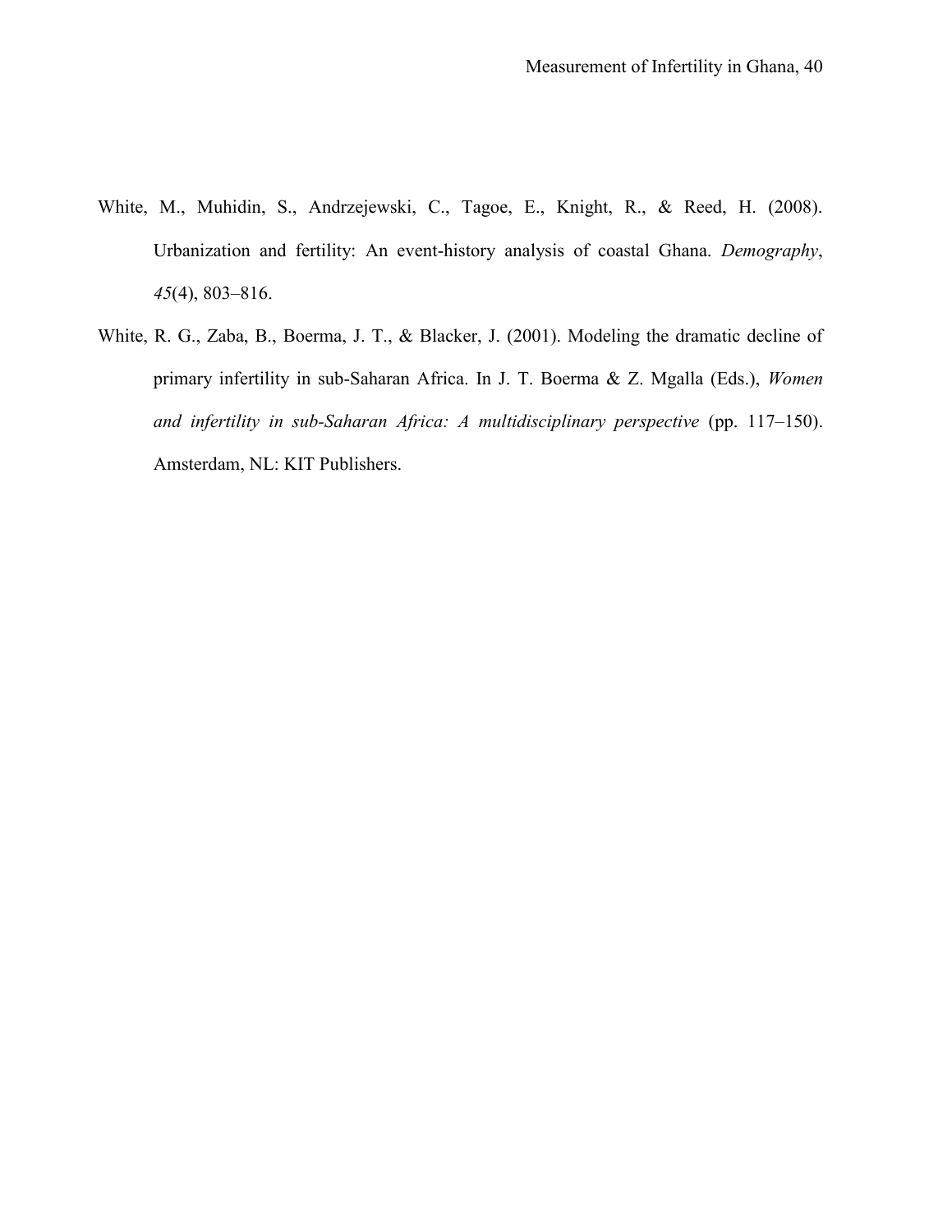White, M., Muhidin, S., Andrzejewski, C., Tagoe, E., Knight, R., & Reed, H. (2008). Urbanization and fertility: An event-history analysis of coastal Ghana. *Demography*, *45*(4), 803–816.

White, R. G., Zaba, B., Boerma, J. T., & Blacker, J. (2001). Modeling the dramatic decline of primary infertility in sub-Saharan Africa. In J. T. Boerma & Z. Mgalla (Eds.), *Women and infertility in sub-Saharan Africa: A multidisciplinary perspective* (pp. 117–150). Amsterdam, NL: KIT Publishers.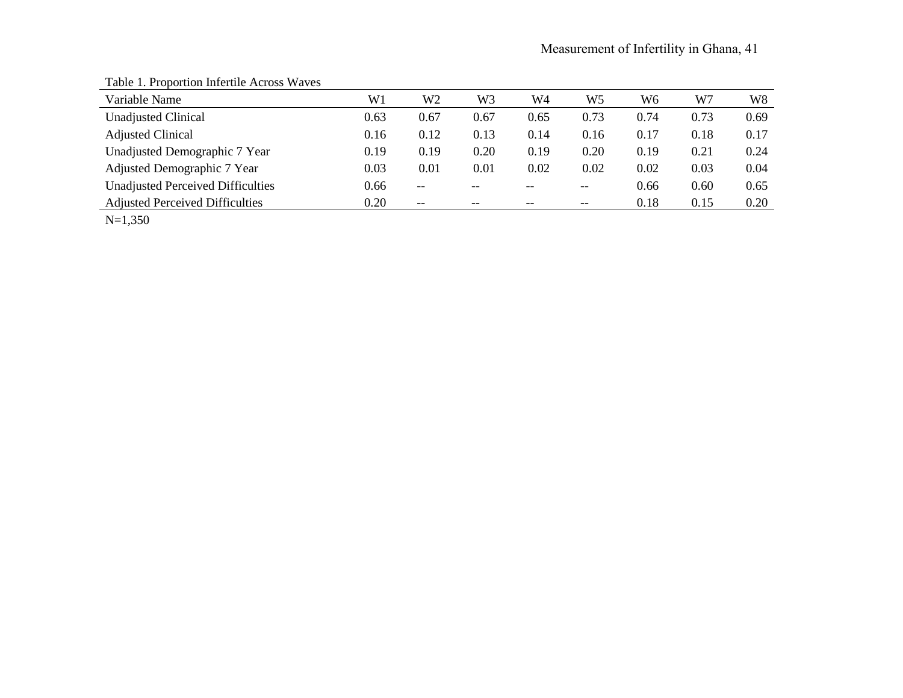Table 1. Proportion Infertile Across Waves

| Variable Name | W1 | W2 | W3 | W4 | W5 | W6 | W7 | W8 |
|---|---|---|---|---|---|---|---|---|
| Unadjusted Clinical | 0.63 | 0.67 | 0.67 | 0.65 | 0.73 | 0.74 | 0.73 | 0.69 |
| Adjusted Clinical | 0.16 | 0.12 | 0.13 | 0.14 | 0.16 | 0.17 | 0.18 | 0.17 |
| Unadjusted Demographic 7 Year | 0.19 | 0.19 | 0.20 | 0.19 | 0.20 | 0.19 | 0.21 | 0.24 |
| Adjusted Demographic 7 Year | 0.03 | 0.01 | 0.01 | 0.02 | 0.02 | 0.02 | 0.03 | 0.04 |
| Unadjusted Perceived Difficulties | 0.66 | -- | -- | -- | -- | 0.66 | 0.60 | 0.65 |
| Adjusted Perceived Difficulties | 0.20 | -- | -- | -- | -- | 0.18 | 0.15 | 0.20 |

N=1,350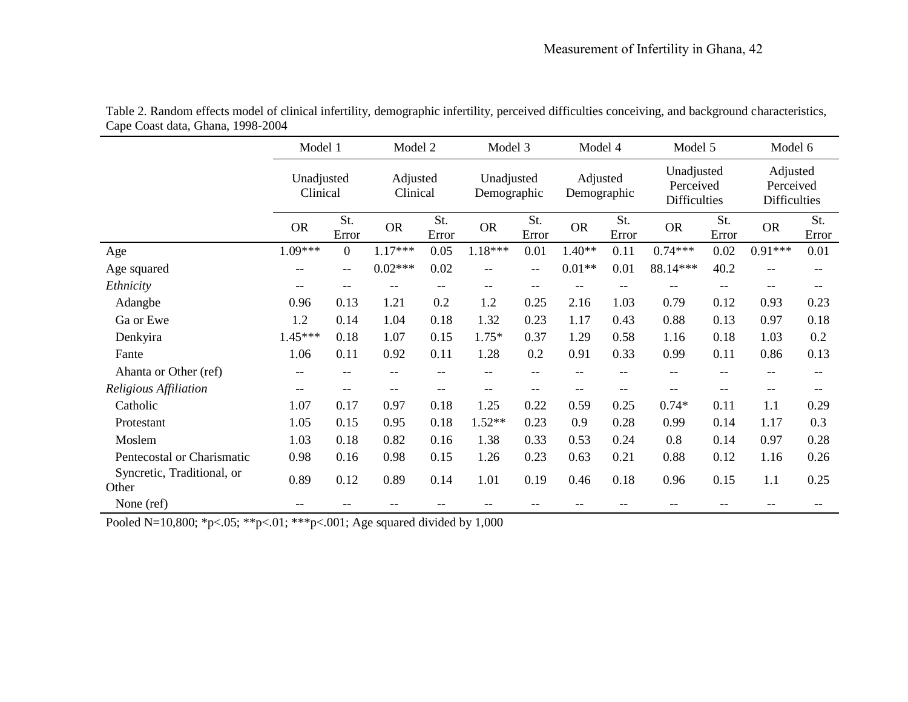Table 2. Random effects model of clinical infertility, demographic infertility, perceived difficulties conceiving, and background characteristics, Cape Coast data, Ghana, 1998-2004

| | Model 1 | | Model 2 | | Model 3 | | Model 4 | | Model 5 | | Model 6 | |
|---|---|---|---|---|---|---|---|---|---|---|---|---|
| | Unadjusted Clinical | | Adjusted Clinical | | Unadjusted Demographic | | Adjusted Demographic | | Unadjusted Perceived Difficulties | | Adjusted Perceived Difficulties | |
| | OR | St. Error | OR | St. Error | OR | St. Error | OR | St. Error | OR | St. Error | OR | St. Error |
| Age | 1.09*** | 0 | 1.17*** | 0.05 | 1.18*** | 0.01 | 1.40** | 0.11 | 0.74*** | 0.02 | 0.91*** | 0.01 |
| Age squared | -- | -- | 0.02*** | 0.02 | -- | -- | 0.01** | 0.01 | 88.14*** | 40.2 | -- | -- |
| *Ethnicity* | -- | -- | -- | -- | -- | -- | -- | -- | -- | -- | -- | -- |
| Adangbe | 0.96 | 0.13 | 1.21 | 0.2 | 1.2 | 0.25 | 2.16 | 1.03 | 0.79 | 0.12 | 0.93 | 0.23 |
| Ga or Ewe | 1.2 | 0.14 | 1.04 | 0.18 | 1.32 | 0.23 | 1.17 | 0.43 | 0.88 | 0.13 | 0.97 | 0.18 |
| Denkyira | 1.45*** | 0.18 | 1.07 | 0.15 | 1.75* | 0.37 | 1.29 | 0.58 | 1.16 | 0.18 | 1.03 | 0.2 |
| Fante | 1.06 | 0.11 | 0.92 | 0.11 | 1.28 | 0.2 | 0.91 | 0.33 | 0.99 | 0.11 | 0.86 | 0.13 |
| Ahanta or Other (ref) | -- | -- | -- | -- | -- | -- | -- | -- | -- | -- | -- | -- |
| *Religious Affiliation* | -- | -- | -- | -- | -- | -- | -- | -- | -- | -- | -- | -- |
| Catholic | 1.07 | 0.17 | 0.97 | 0.18 | 1.25 | 0.22 | 0.59 | 0.25 | 0.74* | 0.11 | 1.1 | 0.29 |
| Protestant | 1.05 | 0.15 | 0.95 | 0.18 | 1.52** | 0.23 | 0.9 | 0.28 | 0.99 | 0.14 | 1.17 | 0.3 |
| Moslem | 1.03 | 0.18 | 0.82 | 0.16 | 1.38 | 0.33 | 0.53 | 0.24 | 0.8 | 0.14 | 0.97 | 0.28 |
| Pentecostal or Charismatic | 0.98 | 0.16 | 0.98 | 0.15 | 1.26 | 0.23 | 0.63 | 0.21 | 0.88 | 0.12 | 1.16 | 0.26 |
| Syncretic, Traditional, or Other | 0.89 | 0.12 | 0.89 | 0.14 | 1.01 | 0.19 | 0.46 | 0.18 | 0.96 | 0.15 | 1.1 | 0.25 |
| None (ref) | -- | -- | -- | -- | -- | -- | -- | -- | -- | -- | -- | -- |

Pooled N=10,800; *p<.05; **p<.01; ***p<.001; Age squared divided by 1,000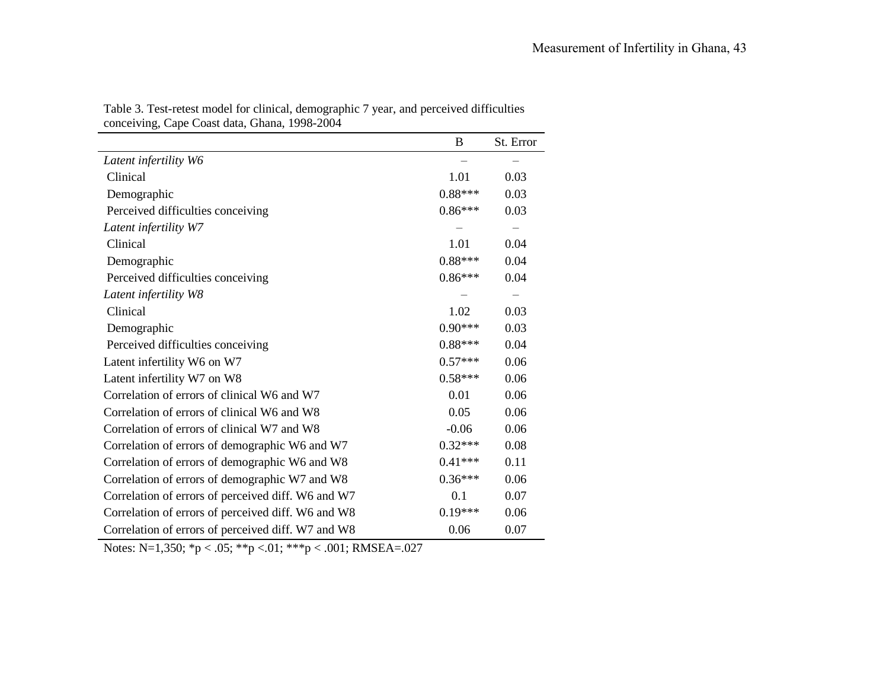Table 3. Test-retest model for clinical, demographic 7 year, and perceived difficulties conceiving, Cape Coast data, Ghana, 1998-2004

| | B | St. Error |
|---|---|---|
| *Latent infertility W6* | – | – |
| Clinical | 1.01 | 0.03 |
| Demographic | 0.88*** | 0.03 |
| Perceived difficulties conceiving | 0.86*** | 0.03 |
| *Latent infertility W7* | – | – |
| Clinical | 1.01 | 0.04 |
| Demographic | 0.88*** | 0.04 |
| Perceived difficulties conceiving | 0.86*** | 0.04 |
| *Latent infertility W8* | – | – |
| Clinical | 1.02 | 0.03 |
| Demographic | 0.90*** | 0.03 |
| Perceived difficulties conceiving | 0.88*** | 0.04 |
| Latent infertility W6 on W7 | 0.57*** | 0.06 |
| Latent infertility W7 on W8 | 0.58*** | 0.06 |
| Correlation of errors of clinical W6 and W7 | 0.01 | 0.06 |
| Correlation of errors of clinical W6 and W8 | 0.05 | 0.06 |
| Correlation of errors of clinical W7 and W8 | -0.06 | 0.06 |
| Correlation of errors of demographic W6 and W7 | 0.32*** | 0.08 |
| Correlation of errors of demographic W6 and W8 | 0.41*** | 0.11 |
| Correlation of errors of demographic W7 and W8 | 0.36*** | 0.06 |
| Correlation of errors of perceived diff. W6 and W7 | 0.1 | 0.07 |
| Correlation of errors of perceived diff. W6 and W8 | 0.19*** | 0.06 |
| Correlation of errors of perceived diff. W7 and W8 | 0.06 | 0.07 |

Notes: N=1,350; *p < .05; **p <.01; ***p < .001; RMSEA=.027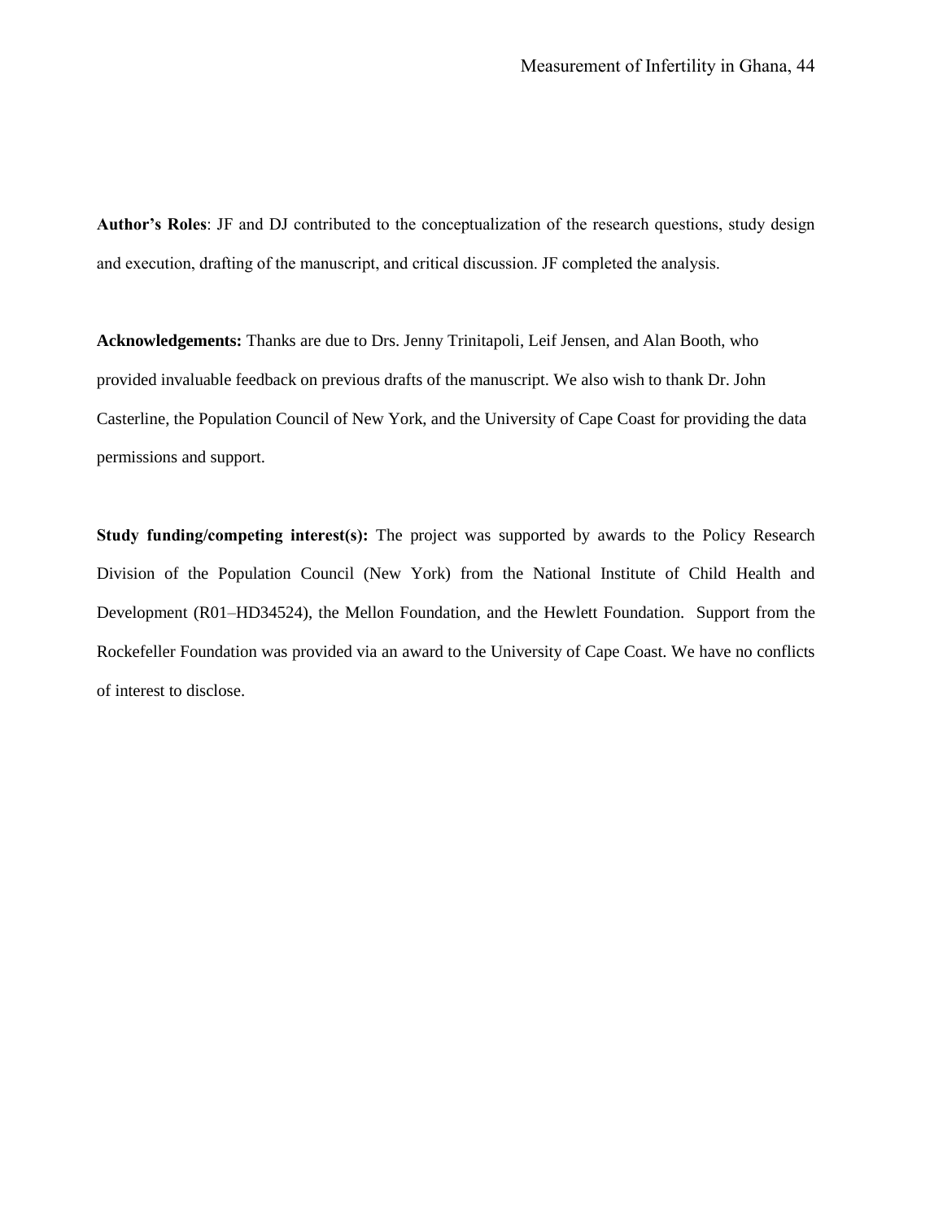**Author's Roles**: JF and DJ contributed to the conceptualization of the research questions, study design and execution, drafting of the manuscript, and critical discussion. JF completed the analysis.

**Acknowledgements:** Thanks are due to Drs. Jenny Trinitapoli, Leif Jensen, and Alan Booth, who provided invaluable feedback on previous drafts of the manuscript. We also wish to thank Dr. John Casterline, the Population Council of New York, and the University of Cape Coast for providing the data permissions and support.

**Study funding/competing interest(s):** The project was supported by awards to the Policy Research Division of the Population Council (New York) from the National Institute of Child Health and Development (R01–HD34524), the Mellon Foundation, and the Hewlett Foundation. Support from the Rockefeller Foundation was provided via an award to the University of Cape Coast. We have no conflicts of interest to disclose.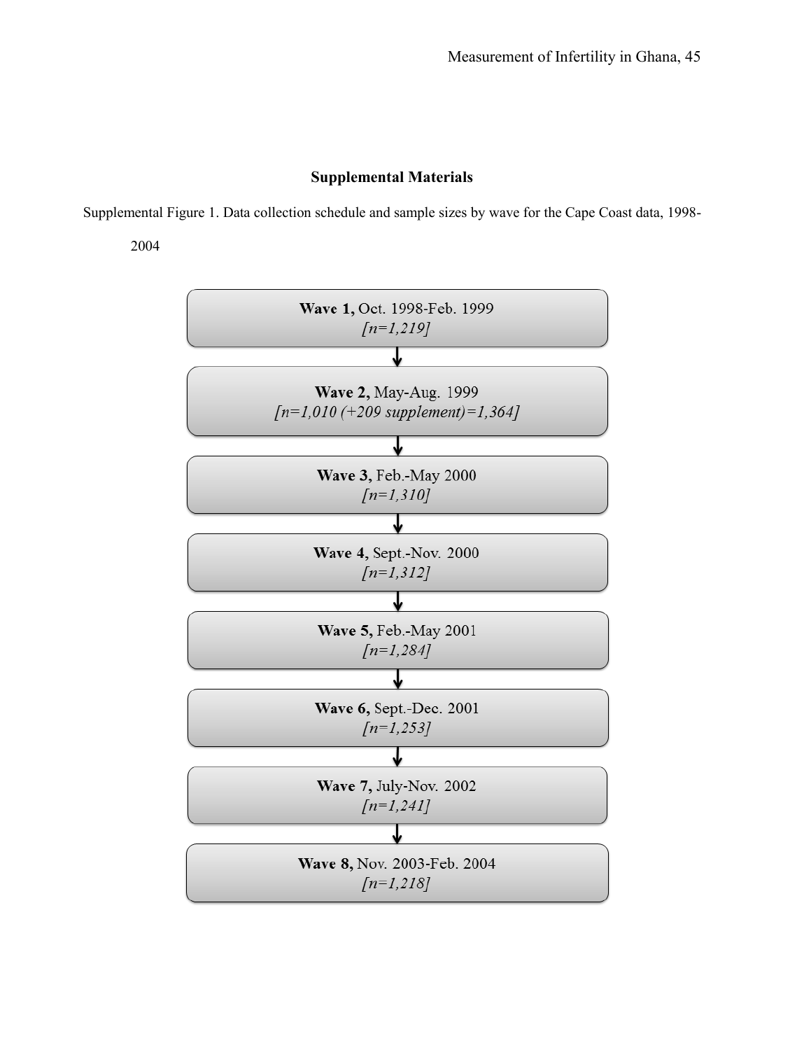## Supplemental Materials

Supplemental Figure 1. Data collection schedule and sample sizes by wave for the Cape Coast data, 1998-2004

**Wave 1,** Oct. 1998-Feb. 1999
*[n=1,219]*

↓

**Wave 2,** May-Aug. 1999
*[n=1,010 (+209 supplement)=1,364]*

↓

**Wave 3,** Feb.-May 2000
*[n=1,310]*

↓

**Wave 4**, Sept.-Nov. 2000
*[n=1,312]*

↓

**Wave 5,** Feb.-May 2001
*[n=1,284]*

↓

**Wave 6,** Sept.-Dec. 2001
*[n=1,253]*

↓

**Wave 7,** July-Nov. 2002
*[n=1,241]*

↓

**Wave 8,** Nov. 2003-Feb. 2004
*[n=1,218]*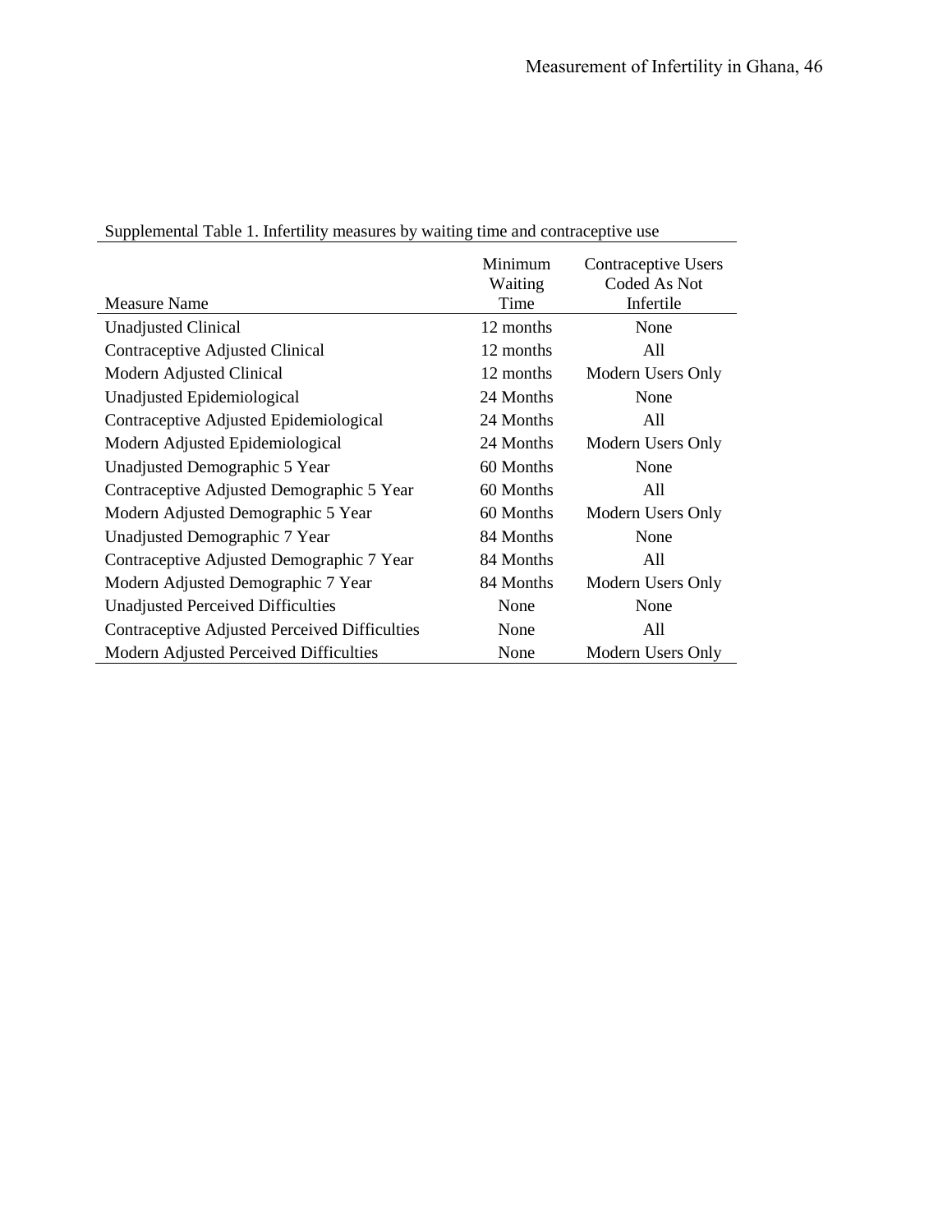Supplemental Table 1. Infertility measures by waiting time and contraceptive use

| Measure Name | Minimum Waiting Time | Contraceptive Users Coded As Not Infertile |
|---|---|---|
| Unadjusted Clinical | 12 months | None |
| Contraceptive Adjusted Clinical | 12 months | All |
| Modern Adjusted Clinical | 12 months | Modern Users Only |
| Unadjusted Epidemiological | 24 Months | None |
| Contraceptive Adjusted Epidemiological | 24 Months | All |
| Modern Adjusted Epidemiological | 24 Months | Modern Users Only |
| Unadjusted Demographic 5 Year | 60 Months | None |
| Contraceptive Adjusted Demographic 5 Year | 60 Months | All |
| Modern Adjusted Demographic 5 Year | 60 Months | Modern Users Only |
| Unadjusted Demographic 7 Year | 84 Months | None |
| Contraceptive Adjusted Demographic 7 Year | 84 Months | All |
| Modern Adjusted Demographic 7 Year | 84 Months | Modern Users Only |
| Unadjusted Perceived Difficulties | None | None |
| Contraceptive Adjusted Perceived Difficulties | None | All |
| Modern Adjusted Perceived Difficulties | None | Modern Users Only |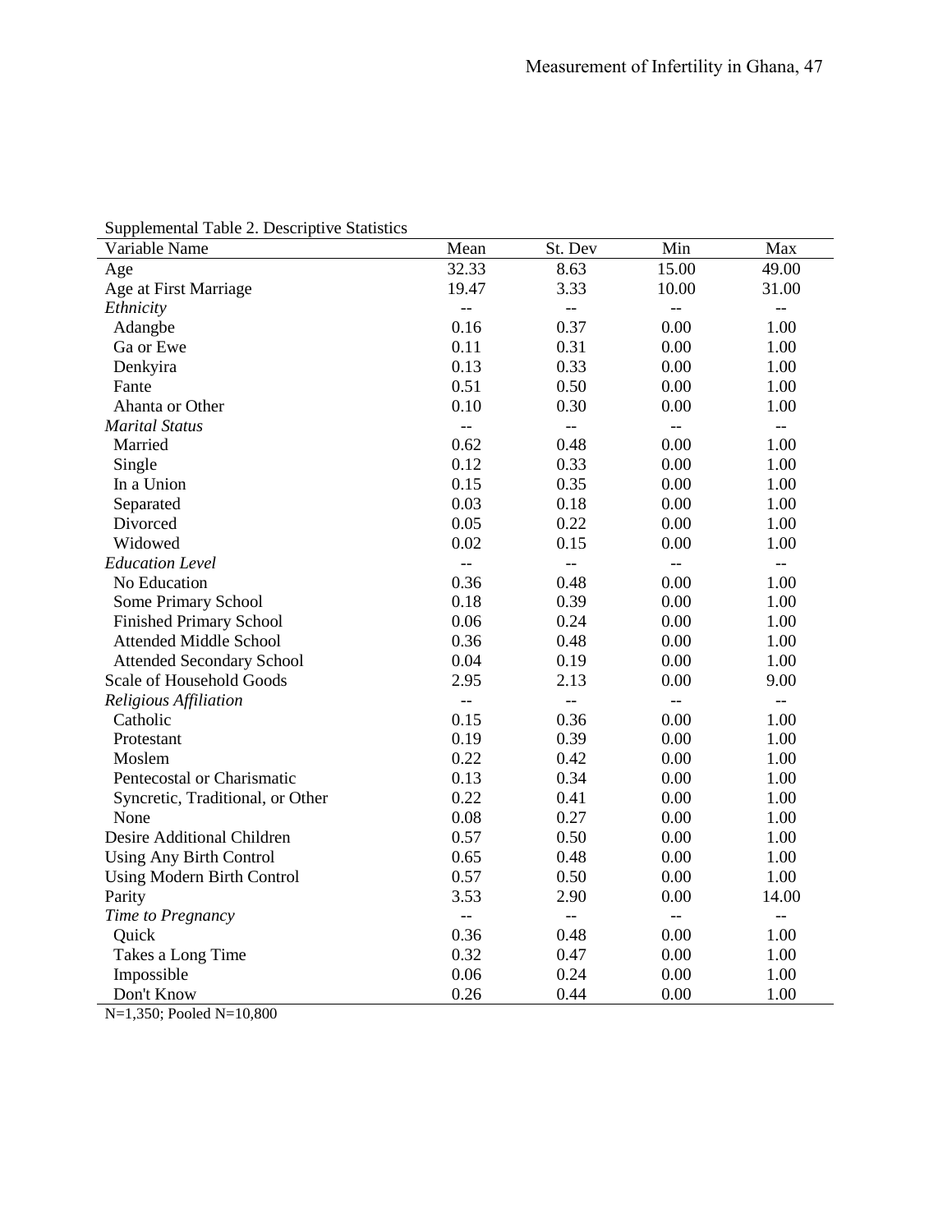Supplemental Table 2. Descriptive Statistics

| Variable Name | Mean | St. Dev | Min | Max |
|---|---|---|---|---|
| Age | 32.33 | 8.63 | 15.00 | 49.00 |
| Age at First Marriage | 19.47 | 3.33 | 10.00 | 31.00 |
| *Ethnicity* | -- | -- | -- | -- |
| Adangbe | 0.16 | 0.37 | 0.00 | 1.00 |
| Ga or Ewe | 0.11 | 0.31 | 0.00 | 1.00 |
| Denkyira | 0.13 | 0.33 | 0.00 | 1.00 |
| Fante | 0.51 | 0.50 | 0.00 | 1.00 |
| Ahanta or Other | 0.10 | 0.30 | 0.00 | 1.00 |
| *Marital Status* | -- | -- | -- | -- |
| Married | 0.62 | 0.48 | 0.00 | 1.00 |
| Single | 0.12 | 0.33 | 0.00 | 1.00 |
| In a Union | 0.15 | 0.35 | 0.00 | 1.00 |
| Separated | 0.03 | 0.18 | 0.00 | 1.00 |
| Divorced | 0.05 | 0.22 | 0.00 | 1.00 |
| Widowed | 0.02 | 0.15 | 0.00 | 1.00 |
| *Education Level* | -- | -- | -- | -- |
| No Education | 0.36 | 0.48 | 0.00 | 1.00 |
| Some Primary School | 0.18 | 0.39 | 0.00 | 1.00 |
| Finished Primary School | 0.06 | 0.24 | 0.00 | 1.00 |
| Attended Middle School | 0.36 | 0.48 | 0.00 | 1.00 |
| Attended Secondary School | 0.04 | 0.19 | 0.00 | 1.00 |
| Scale of Household Goods | 2.95 | 2.13 | 0.00 | 9.00 |
| *Religious Affiliation* | -- | -- | -- | -- |
| Catholic | 0.15 | 0.36 | 0.00 | 1.00 |
| Protestant | 0.19 | 0.39 | 0.00 | 1.00 |
| Moslem | 0.22 | 0.42 | 0.00 | 1.00 |
| Pentecostal or Charismatic | 0.13 | 0.34 | 0.00 | 1.00 |
| Syncretic, Traditional, or Other | 0.22 | 0.41 | 0.00 | 1.00 |
| None | 0.08 | 0.27 | 0.00 | 1.00 |
| Desire Additional Children | 0.57 | 0.50 | 0.00 | 1.00 |
| Using Any Birth Control | 0.65 | 0.48 | 0.00 | 1.00 |
| Using Modern Birth Control | 0.57 | 0.50 | 0.00 | 1.00 |
| Parity | 3.53 | 2.90 | 0.00 | 14.00 |
| *Time to Pregnancy* | -- | -- | -- | -- |
| Quick | 0.36 | 0.48 | 0.00 | 1.00 |
| Takes a Long Time | 0.32 | 0.47 | 0.00 | 1.00 |
| Impossible | 0.06 | 0.24 | 0.00 | 1.00 |
| Don't Know | 0.26 | 0.44 | 0.00 | 1.00 |

N=1,350; Pooled N=10,800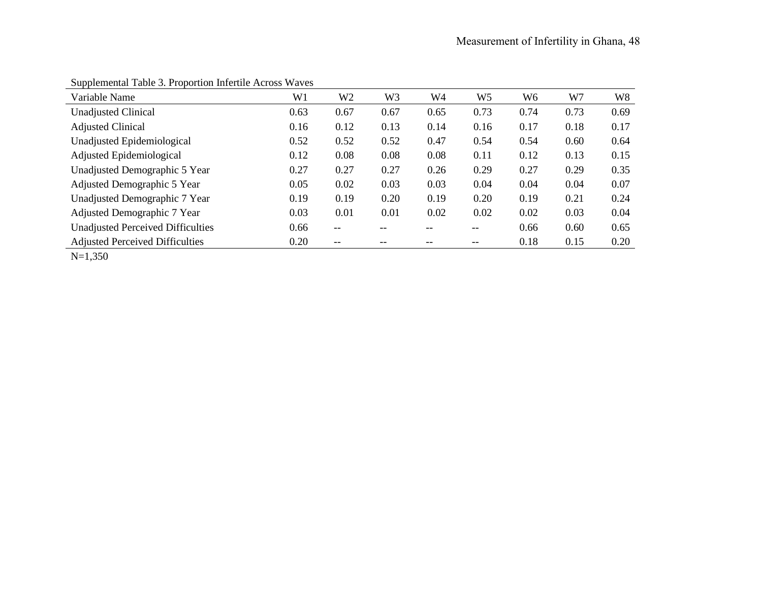Supplemental Table 3. Proportion Infertile Across Waves

| Variable Name | W1 | W2 | W3 | W4 | W5 | W6 | W7 | W8 |
|---|---|---|---|---|---|---|---|---|
| Unadjusted Clinical | 0.63 | 0.67 | 0.67 | 0.65 | 0.73 | 0.74 | 0.73 | 0.69 |
| Adjusted Clinical | 0.16 | 0.12 | 0.13 | 0.14 | 0.16 | 0.17 | 0.18 | 0.17 |
| Unadjusted Epidemiological | 0.52 | 0.52 | 0.52 | 0.47 | 0.54 | 0.54 | 0.60 | 0.64 |
| Adjusted Epidemiological | 0.12 | 0.08 | 0.08 | 0.08 | 0.11 | 0.12 | 0.13 | 0.15 |
| Unadjusted Demographic 5 Year | 0.27 | 0.27 | 0.27 | 0.26 | 0.29 | 0.27 | 0.29 | 0.35 |
| Adjusted Demographic 5 Year | 0.05 | 0.02 | 0.03 | 0.03 | 0.04 | 0.04 | 0.04 | 0.07 |
| Unadjusted Demographic 7 Year | 0.19 | 0.19 | 0.20 | 0.19 | 0.20 | 0.19 | 0.21 | 0.24 |
| Adjusted Demographic 7 Year | 0.03 | 0.01 | 0.01 | 0.02 | 0.02 | 0.02 | 0.03 | 0.04 |
| Unadjusted Perceived Difficulties | 0.66 | -- | -- | -- | -- | 0.66 | 0.60 | 0.65 |
| Adjusted Perceived Difficulties | 0.20 | -- | -- | -- | -- | 0.18 | 0.15 | 0.20 |

N=1,350